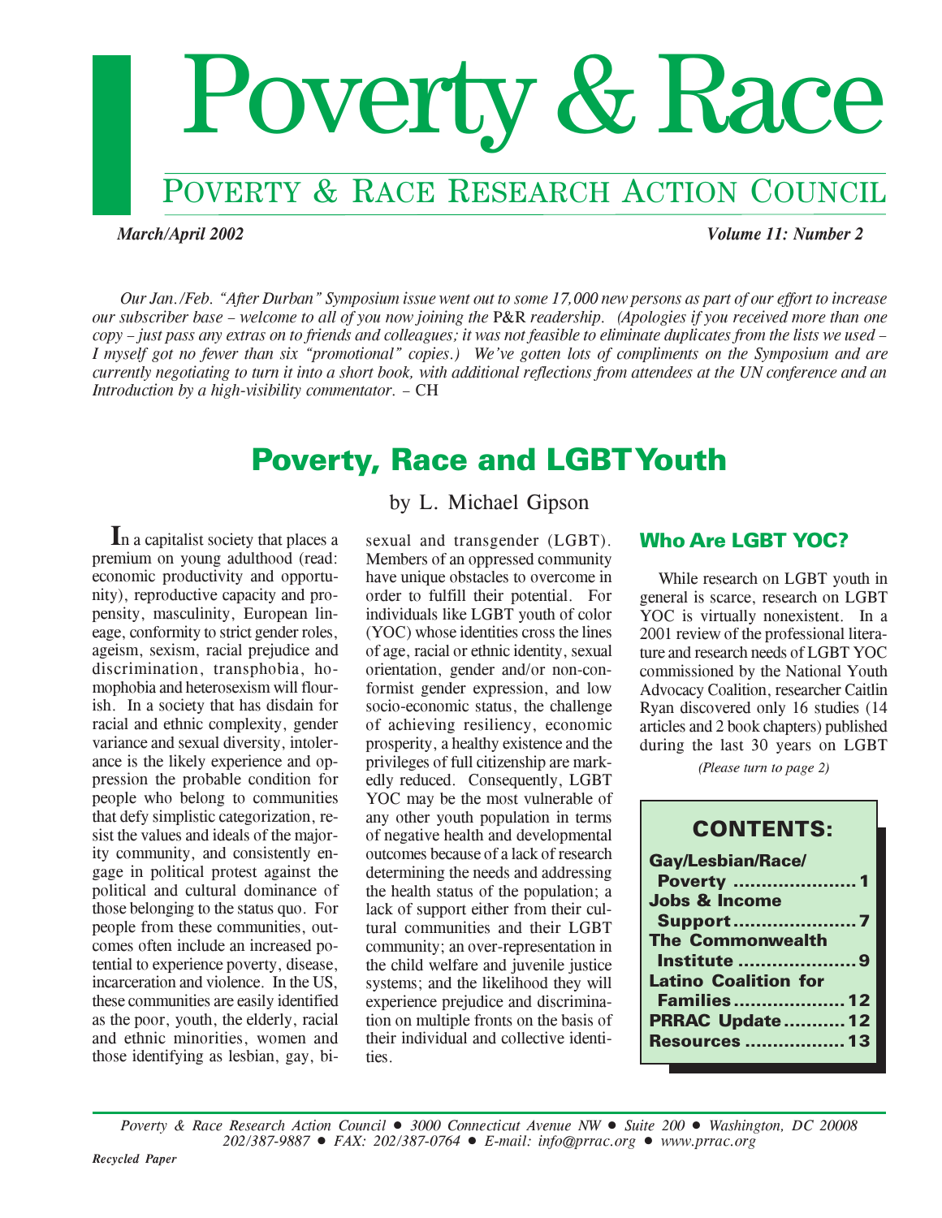# Poverty & Race

## Poverty & Race Research Action Council

*March/April 2002* *Volume 11: Number 2*

*Our Jan./Feb. "After Durban" Symposium issue went out to some 17,000 new persons as part of our effort to increase our subscriber base – welcome to all of you now joining the* P&R *readership. (Apologies if you received more than one copy – just pass any extras on to friends and colleagues; it was not feasible to eliminate duplicates from the lists we used – I myself got no fewer than six "promotional" copies.) We've gotten lots of compliments on the Symposium and are currently negotiating to turn it into a short book, with additional reflections from attendees at the UN conference and an Introduction by a high-visibility commentator.* – CH

# Poverty, Race and LGBT Youth

by L. Michael Gipson

In a capitalist society that places a premium on young adulthood (read: economic productivity and opportunity), reproductive capacity and propensity, masculinity, European lineage, conformity to strict gender roles, ageism, sexism, racial prejudice and discrimination, transphobia, homophobia and heterosexism will flourish. In a society that has disdain for racial and ethnic complexity, gender variance and sexual diversity, intolerance is the likely experience and oppression the probable condition for people who belong to communities that defy simplistic categorization, resist the values and ideals of the majority community, and consistently engage in political protest against the political and cultural dominance of those belonging to the status quo. For people from these communities, outcomes often include an increased potential to experience poverty, disease, incarceration and violence. In the US, these communities are easily identified as the poor, youth, the elderly, racial and ethnic minorities, women and those identifying as lesbian, gay, bisexual and transgender (LGBT). Members of an oppressed community have unique obstacles to overcome in order to fulfill their potential. For individuals like LGBT youth of color (YOC) whose identities cross the lines of age, racial or ethnic identity, sexual orientation, gender and/or non-conformist gender expression, and low socio-economic status, the challenge of achieving resiliency, economic prosperity, a healthy existence and the privileges of full citizenship are markedly reduced. Consequently, LGBT YOC may be the most vulnerable of any other youth population in terms of negative health and developmental outcomes because of a lack of research determining the needs and addressing the health status of the population; a lack of support either from their cultural communities and their LGBT community; an over-representation in the child welfare and juvenile justice systems; and the likelihood they will experience prejudice and discrimination on multiple fronts on the basis of their individual and collective identities.

## Who Are LGBT YOC?

While research on LGBT youth in general is scarce, research on LGBT YOC is virtually nonexistent. In a 2001 review of the professional literature and research needs of LGBT YOC commissioned by the National Youth Advocacy Coalition, researcher Caitlin Ryan discovered only 16 studies (14 articles and 2 book chapters) published during the last 30 years on LGBT

*(Please turn to page 2)*

**CONTENTS:**

- Gay/Lesbian/Race/Poverty ..................... 1
- Jobs & Income Support ..................... 7
- The Commonwealth Institute ..................... 9
- Latino Coalition for Families ..................... 12
- PRRAC Update ........... 12
- Resources .................. 13

*Poverty & Race Research Action Council • 3000 Connecticut Avenue NW • Suite 200 • Washington, DC 20008*
*202/387-9887 • FAX: 202/387-0764 • E-mail: info@prrac.org • www.prrac.org*

*Recycled Paper*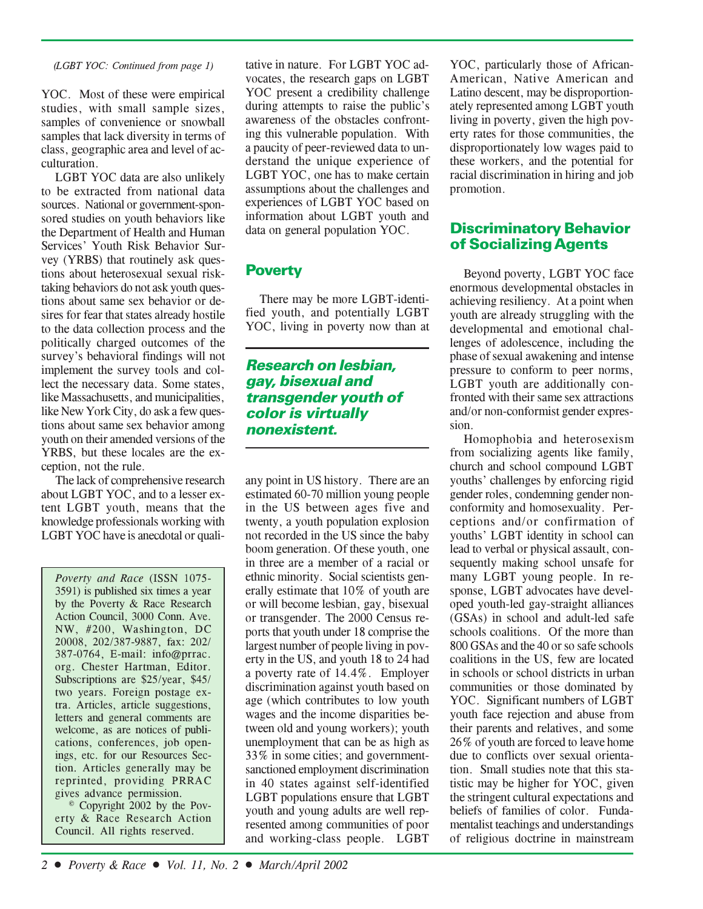*(LGBT YOC: Continued from page 1)*

YOC. Most of these were empirical studies, with small sample sizes, samples of convenience or snowball samples that lack diversity in terms of class, geographic area and level of acculturation.

LGBT YOC data are also unlikely to be extracted from national data sources. National or government-sponsored studies on youth behaviors like the Department of Health and Human Services' Youth Risk Behavior Survey (YRBS) that routinely ask questions about heterosexual sexual risk-taking behaviors do not ask youth questions about same sex behavior or desires for fear that states already hostile to the data collection process and the politically charged outcomes of the survey's behavioral findings will not implement the survey tools and collect the necessary data. Some states, like Massachusetts, and municipalities, like New York City, do ask a few questions about same sex behavior among youth on their amended versions of the YRBS, but these locales are the exception, not the rule.

The lack of comprehensive research about LGBT YOC, and to a lesser extent LGBT youth, means that the knowledge professionals working with LGBT YOC have is anecdotal or qualitative in nature. For LGBT YOC advocates, the research gaps on LGBT YOC present a credibility challenge during attempts to raise the public's awareness of the obstacles confronting this vulnerable population. With a paucity of peer-reviewed data to understand the unique experience of LGBT YOC, one has to make certain assumptions about the challenges and experiences of LGBT YOC based on information about LGBT youth and data on general population YOC.

## Poverty

There may be more LGBT-identified youth, and potentially LGBT YOC, living in poverty now than at any point in US history. There are an estimated 60-70 million young people in the US between ages five and twenty, a youth population explosion not recorded in the US since the baby boom generation. Of these youth, one in three are a member of a racial or ethnic minority. Social scientists generally estimate that 10% of youth are or will become lesbian, gay, bisexual or transgender. The 2000 Census reports that youth under 18 comprise the largest number of people living in poverty in the US, and youth 18 to 24 had a poverty rate of 14.4%. Employer discrimination against youth based on age (which contributes to low youth wages and the income disparities between old and young workers); youth unemployment that can be as high as 33% in some cities; and government-sanctioned employment discrimination in 40 states against self-identified LGBT populations ensure that LGBT youth and young adults are well represented among communities of poor and working-class people. LGBT YOC, particularly those of African-American, Native American and Latino descent, may be disproportionately represented among LGBT youth living in poverty, given the high poverty rates for those communities, the disproportionately low wages paid to these workers, and the potential for racial discrimination in hiring and job promotion.

> ***Research on lesbian, gay, bisexual and transgender youth of color is virtually nonexistent.***

## Discriminatory Behavior of Socializing Agents

Beyond poverty, LGBT YOC face enormous developmental obstacles in achieving resiliency. At a point when youth are already struggling with the developmental and emotional challenges of adolescence, including the phase of sexual awakening and intense pressure to conform to peer norms, LGBT youth are additionally confronted with their same sex attractions and/or non-conformist gender expression.

Homophobia and heterosexism from socializing agents like family, church and school compound LGBT youths' challenges by enforcing rigid gender roles, condemning gender nonconformity and homosexuality. Perceptions and/or confirmation of youths' LGBT identity in school can lead to verbal or physical assault, consequently making school unsafe for many LGBT young people. In response, LGBT advocates have developed youth-led gay-straight alliances (GSAs) in school and adult-led safe schools coalitions. Of the more than 800 GSAs and the 40 or so safe schools coalitions in the US, few are located in schools or school districts in urban communities or those dominated by YOC. Significant numbers of LGBT youth face rejection and abuse from their parents and relatives, and some 26% of youth are forced to leave home due to conflicts over sexual orientation. Small studies note that this statistic may be higher for YOC, given the stringent cultural expectations and beliefs of families of color. Fundamentalist teachings and understandings of religious doctrine in mainstream

---

*Poverty and Race* (ISSN 1075-3591) is published six times a year by the Poverty & Race Research Action Council, 3000 Conn. Ave. NW, #200, Washington, DC 20008, 202/387-9887, fax: 202/387-0764, E-mail: info@prrac.org. Chester Hartman, Editor. Subscriptions are $25/year, $45/two years. Foreign postage extra. Articles, article suggestions, letters and general comments are welcome, as are notices of publications, conferences, job openings, etc. for our Resources Section. Articles generally may be reprinted, providing PRRAC gives advance permission.

© Copyright 2002 by the Poverty & Race Research Action Council. All rights reserved.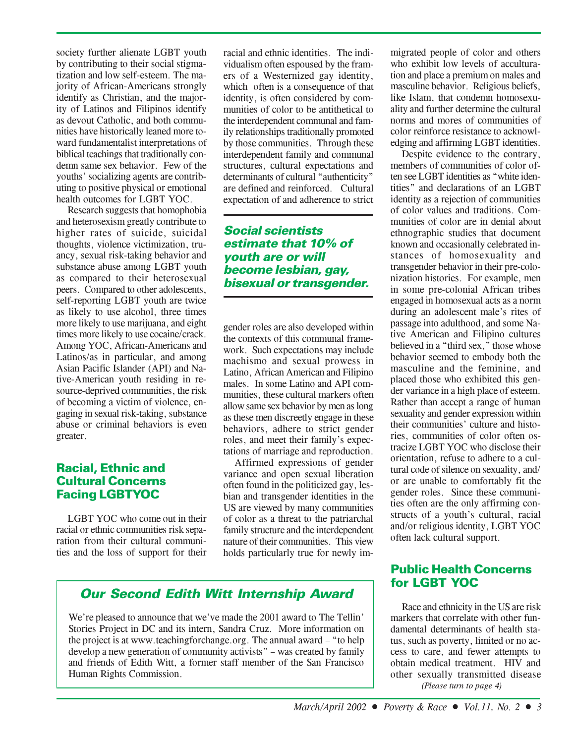society further alienate LGBT youth by contributing to their social stigmatization and low self-esteem. The majority of African-Americans strongly identify as Christian, and the majority of Latinos and Filipinos identify as devout Catholic, and both communities have historically leaned more toward fundamentalist interpretations of biblical teachings that traditionally condemn same sex behavior. Few of the youths' socializing agents are contributing to positive physical or emotional health outcomes for LGBT YOC.

Research suggests that homophobia and heterosexism greatly contribute to higher rates of suicide, suicidal thoughts, violence victimization, truancy, sexual risk-taking behavior and substance abuse among LGBT youth as compared to their heterosexual peers. Compared to other adolescents, self-reporting LGBT youth are twice as likely to use alcohol, three times more likely to use marijuana, and eight times more likely to use cocaine/crack. Among YOC, African-Americans and Latinos/as in particular, and among Asian Pacific Islander (API) and Native-American youth residing in resource-deprived communities, the risk of becoming a victim of violence, engaging in sexual risk-taking, substance abuse or criminal behaviors is even greater.

## Racial, Ethnic and Cultural Concerns Facing LGBTYOC

LGBT YOC who come out in their racial or ethnic communities risk separation from their cultural communities and the loss of support for their racial and ethnic identities. The individualism often espoused by the framers of a Westernized gay identity, which often is a consequence of that identity, is often considered by communities of color to be antithetical to the interdependent communal and family relationships traditionally promoted by those communities. Through these interdependent family and communal structures, cultural expectations and determinants of cultural "authenticity" are defined and reinforced. Cultural expectation of and adherence to strict gender roles are also developed within the contexts of this communal framework. Such expectations may include machismo and sexual prowess in Latino, African American and Filipino males. In some Latino and API communities, these cultural markers often allow same sex behavior by men as long as these men discreetly engage in these behaviors, adhere to strict gender roles, and meet their family's expectations of marriage and reproduction.

**Social scientists estimate that 10% of youth are or will become lesbian, gay, bisexual or transgender.**

Affirmed expressions of gender variance and open sexual liberation often found in the politicized gay, lesbian and transgender identities in the US are viewed by many communities of color as a threat to the patriarchal family structure and the interdependent nature of their communities. This view holds particularly true for newly immigrated people of color and others who exhibit low levels of acculturation and place a premium on males and masculine behavior. Religious beliefs, like Islam, that condemn homosexuality and further determine the cultural norms and mores of communities of color reinforce resistance to acknowledging and affirming LGBT identities.

Despite evidence to the contrary, members of communities of color often see LGBT identities as "white identities" and declarations of an LGBT identity as a rejection of communities of color values and traditions. Communities of color are in denial about ethnographic studies that document known and occasionally celebrated instances of homosexuality and transgender behavior in their pre-colonization histories. For example, men in some pre-colonial African tribes engaged in homosexual acts as a norm during an adolescent male's rites of passage into adulthood, and some Native American and Filipino cultures believed in a "third sex," those whose behavior seemed to embody both the masculine and the feminine, and placed those who exhibited this gender variance in a high place of esteem. Rather than accept a range of human sexuality and gender expression within their communities' culture and histories, communities of color often ostracize LGBT YOC who disclose their orientation, refuse to adhere to a cultural code of silence on sexuality, and/or are unable to comfortably fit the gender roles. Since these communities often are the only affirming constructs of a youth's cultural, racial and/or religious identity, LGBT YOC often lack cultural support.

## Public Health Concerns for LGBT YOC

Race and ethnicity in the US are risk markers that correlate with other fundamental determinants of health status, such as poverty, limited or no access to care, and fewer attempts to obtain medical treatment. HIV and other sexually transmitted disease

*(Please turn to page 4)*

## Our Second Edith Witt Internship Award

We're pleased to announce that we've made the 2001 award to The Tellin' Stories Project in DC and its intern, Sandra Cruz. More information on the project is at www.teachingforchange.org. The annual award – "to help develop a new generation of community activists" – was created by family and friends of Edith Witt, a former staff member of the San Francisco Human Rights Commission.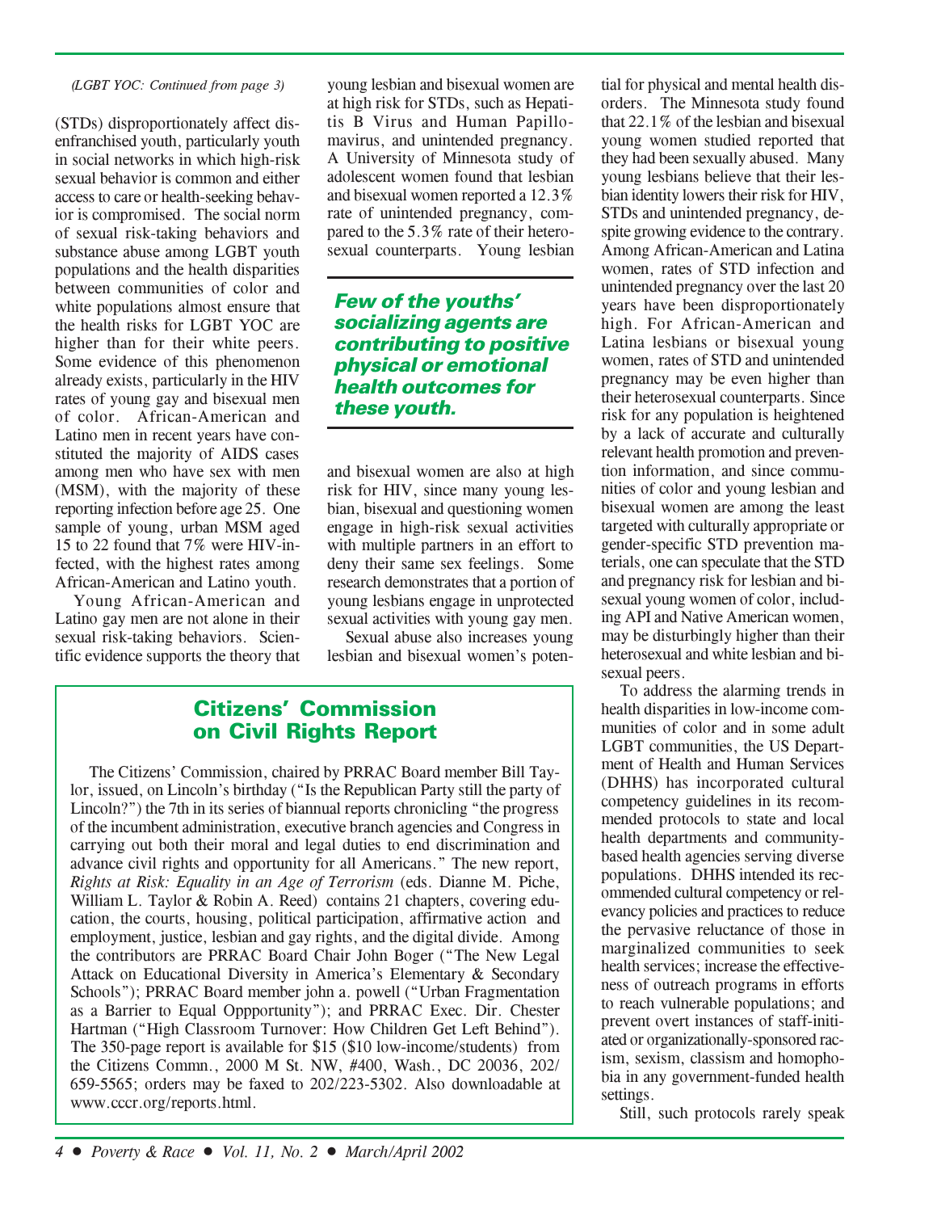*(LGBT YOC: Continued from page 3)*

(STDs) disproportionately affect disenfranchised youth, particularly youth in social networks in which high-risk sexual behavior is common and either access to care or health-seeking behavior is compromised. The social norm of sexual risk-taking behaviors and substance abuse among LGBT youth populations and the health disparities between communities of color and white populations almost ensure that the health risks for LGBT YOC are higher than for their white peers. Some evidence of this phenomenon already exists, particularly in the HIV rates of young gay and bisexual men of color. African-American and Latino men in recent years have constituted the majority of AIDS cases among men who have sex with men (MSM), with the majority of these reporting infection before age 25. One sample of young, urban MSM aged 15 to 22 found that 7% were HIV-infected, with the highest rates among African-American and Latino youth.

Young African-American and Latino gay men are not alone in their sexual risk-taking behaviors. Scientific evidence supports the theory that young lesbian and bisexual women are at high risk for STDs, such as Hepatitis B Virus and Human Papillomavirus, and unintended pregnancy. A University of Minnesota study of adolescent women found that lesbian and bisexual women reported a 12.3% rate of unintended pregnancy, compared to the 5.3% rate of their heterosexual counterparts. Young lesbian and bisexual women are also at high risk for HIV, since many young lesbian, bisexual and questioning women engage in high-risk sexual activities with multiple partners in an effort to deny their same sex feelings. Some research demonstrates that a portion of young lesbians engage in unprotected sexual activities with young gay men.

> ***Few of the youths' socializing agents are contributing to positive physical or emotional health outcomes for these youth.***

Sexual abuse also increases young lesbian and bisexual women's potential for physical and mental health disorders. The Minnesota study found that 22.1% of the lesbian and bisexual young women studied reported that they had been sexually abused. Many young lesbians believe that their lesbian identity lowers their risk for HIV, STDs and unintended pregnancy, despite growing evidence to the contrary. Among African-American and Latina women, rates of STD infection and unintended pregnancy over the last 20 years have been disproportionately high. For African-American and Latina lesbians or bisexual young women, rates of STD and unintended pregnancy may be even higher than their heterosexual counterparts. Since risk for any population is heightened by a lack of accurate and culturally relevant health promotion and prevention information, and since communities of color and young lesbian and bisexual women are among the least targeted with culturally appropriate or gender-specific STD prevention materials, one can speculate that the STD and pregnancy risk for lesbian and bisexual young women of color, including API and Native American women, may be disturbingly higher than their heterosexual and white lesbian and bisexual peers.

To address the alarming trends in health disparities in low-income communities of color and in some adult LGBT communities, the US Department of Health and Human Services (DHHS) has incorporated cultural competency guidelines in its recommended protocols to state and local health departments and community-based health agencies serving diverse populations. DHHS intended its recommended cultural competency or relevancy policies and practices to reduce the pervasive reluctance of those in marginalized communities to seek health services; increase the effectiveness of outreach programs in efforts to reach vulnerable populations; and prevent overt instances of staff-initiated or organizationally-sponsored racism, sexism, classism and homophobia in any government-funded health settings.

Still, such protocols rarely speak

## Citizens' Commission on Civil Rights Report

The Citizens' Commission, chaired by PRRAC Board member Bill Taylor, issued, on Lincoln's birthday ("Is the Republican Party still the party of Lincoln?") the 7th in its series of biannual reports chronicling "the progress of the incumbent administration, executive branch agencies and Congress in carrying out both their moral and legal duties to end discrimination and advance civil rights and opportunity for all Americans." The new report, *Rights at Risk: Equality in an Age of Terrorism* (eds. Dianne M. Piche, William L. Taylor & Robin A. Reed) contains 21 chapters, covering education, the courts, housing, political participation, affirmative action and employment, justice, lesbian and gay rights, and the digital divide. Among the contributors are PRRAC Board Chair John Boger ("The New Legal Attack on Educational Diversity in America's Elementary & Secondary Schools"); PRRAC Board member john a. powell ("Urban Fragmentation as a Barrier to Equal Oppportunity"); and PRRAC Exec. Dir. Chester Hartman ("High Classroom Turnover: How Children Get Left Behind"). The 350-page report is available for $15 ($10 low-income/students) from the Citizens Commn., 2000 M St. NW, #400, Wash., DC 20036, 202/659-5565; orders may be faxed to 202/223-5302. Also downloadable at www.cccr.org/reports.html.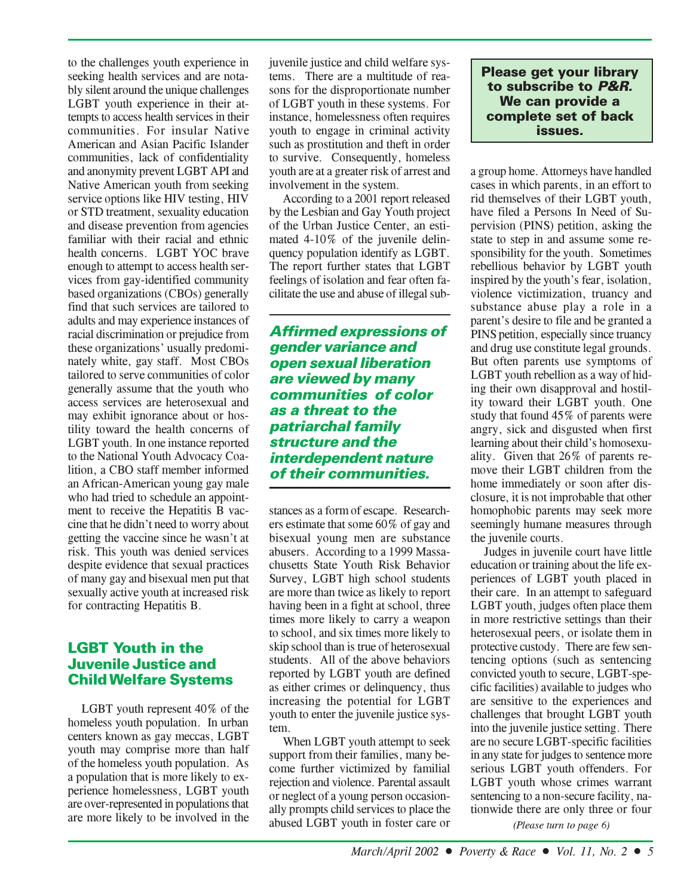to the challenges youth experience in seeking health services and are notably silent around the unique challenges LGBT youth experience in their attempts to access health services in their communities. For insular Native American and Asian Pacific Islander communities, lack of confidentiality and anonymity prevent LGBT API and Native American youth from seeking service options like HIV testing, HIV or STD treatment, sexuality education and disease prevention from agencies familiar with their racial and ethnic health concerns. LGBT YOC brave enough to attempt to access health services from gay-identified community based organizations (CBOs) generally find that such services are tailored to adults and may experience instances of racial discrimination or prejudice from these organizations' usually predominately white, gay staff. Most CBOs tailored to serve communities of color generally assume that the youth who access services are heterosexual and may exhibit ignorance about or hostility toward the health concerns of LGBT youth. In one instance reported to the National Youth Advocacy Coalition, a CBO staff member informed an African-American young gay male who had tried to schedule an appointment to receive the Hepatitis B vaccine that he didn't need to worry about getting the vaccine since he wasn't at risk. This youth was denied services despite evidence that sexual practices of many gay and bisexual men put that sexually active youth at increased risk for contracting Hepatitis B.

## LGBT Youth in the Juvenile Justice and Child Welfare Systems

LGBT youth represent 40% of the homeless youth population. In urban centers known as gay meccas, LGBT youth may comprise more than half of the homeless youth population. As a population that is more likely to experience homelessness, LGBT youth are over-represented in populations that are more likely to be involved in the juvenile justice and child welfare systems. There are a multitude of reasons for the disproportionate number of LGBT youth in these systems. For instance, homelessness often requires youth to engage in criminal activity such as prostitution and theft in order to survive. Consequently, homeless youth are at a greater risk of arrest and involvement in the system.

According to a 2001 report released by the Lesbian and Gay Youth project of the Urban Justice Center, an estimated 4-10% of the juvenile delinquency population identify as LGBT. The report further states that LGBT feelings of isolation and fear often facilitate the use and abuse of illegal substances as a form of escape. Researchers estimate that some 60% of gay and bisexual young men are substance abusers. According to a 1999 Massachusetts State Youth Risk Behavior Survey, LGBT high school students are more than twice as likely to report having been in a fight at school, three times more likely to carry a weapon to school, and six times more likely to skip school than is true of heterosexual students. All of the above behaviors reported by LGBT youth are defined as either crimes or delinquency, thus increasing the potential for LGBT youth to enter the juvenile justice system.

***Affirmed expressions of gender variance and open sexual liberation are viewed by many communities of color as a threat to the patriarchal family structure and the interdependent nature of their communities.***

When LGBT youth attempt to seek support from their families, many become further victimized by familial rejection and violence. Parental assault or neglect of a young person occasionally prompts child services to place the abused LGBT youth in foster care or a group home. Attorneys have handled cases in which parents, in an effort to rid themselves of their LGBT youth, have filed a Persons In Need of Supervision (PINS) petition, asking the state to step in and assume some responsibility for the youth. Sometimes rebellious behavior by LGBT youth inspired by the youth's fear, isolation, violence victimization, truancy and substance abuse play a role in a parent's desire to file and be granted a PINS petition, especially since truancy and drug use constitute legal grounds. But often parents use symptoms of LGBT youth rebellion as a way of hiding their own disapproval and hostility toward their LGBT youth. One study that found 45% of parents were angry, sick and disgusted when first learning about their child's homosexuality. Given that 26% of parents remove their LGBT children from the home immediately or soon after disclosure, it is not improbable that other homophobic parents may seek more seemingly humane measures through the juvenile courts.

Judges in juvenile court have little education or training about the life experiences of LGBT youth placed in their care. In an attempt to safeguard LGBT youth, judges often place them in more restrictive settings than their heterosexual peers, or isolate them in protective custody. There are few sentencing options (such as sentencing convicted youth to secure, LGBT-specific facilities) available to judges who are sensitive to the experiences and challenges that brought LGBT youth into the juvenile justice setting. There are no secure LGBT-specific facilities in any state for judges to sentence more serious LGBT youth offenders. For LGBT youth whose crimes warrant sentencing to a non-secure facility, nationwide there are only three or four

*(Please turn to page 6)*

**Please get your library to subscribe to *P&R.* We can provide a complete set of back issues.**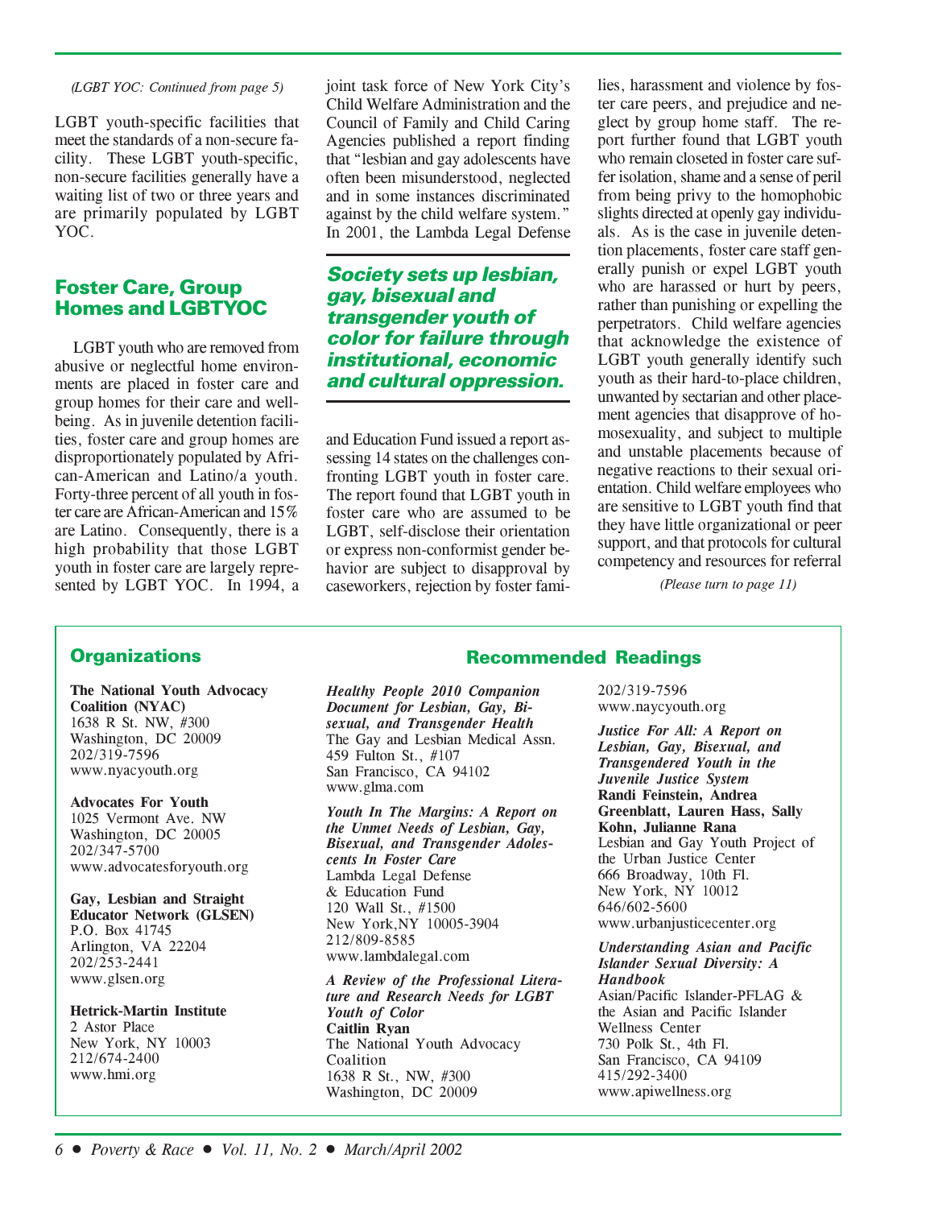*(LGBT YOC: Continued from page 5)*

LGBT youth-specific facilities that meet the standards of a non-secure facility. These LGBT youth-specific, non-secure facilities generally have a waiting list of two or three years and are primarily populated by LGBT YOC.

## Foster Care, Group Homes and LGBTYOC

LGBT youth who are removed from abusive or neglectful home environments are placed in foster care and group homes for their care and well-being. As in juvenile detention facilities, foster care and group homes are disproportionately populated by African-American and Latino/a youth. Forty-three percent of all youth in foster care are African-American and 15% are Latino. Consequently, there is a high probability that those LGBT youth in foster care are largely represented by LGBT YOC. In 1994, a joint task force of New York City's Child Welfare Administration and the Council of Family and Child Caring Agencies published a report finding that "lesbian and gay adolescents have often been misunderstood, neglected and in some instances discriminated against by the child welfare system." In 2001, the Lambda Legal Defense and Education Fund issued a report assessing 14 states on the challenges confronting LGBT youth in foster care. The report found that LGBT youth in foster care who are assumed to be LGBT, self-disclose their orientation or express non-conformist gender behavior are subject to disapproval by caseworkers, rejection by foster families, harassment and violence by foster care peers, and prejudice and neglect by group home staff. The report further found that LGBT youth who remain closeted in foster care suffer isolation, shame and a sense of peril from being privy to the homophobic slights directed at openly gay individuals. As is the case in juvenile detention placements, foster care staff generally punish or expel LGBT youth who are harassed or hurt by peers, rather than punishing or expelling the perpetrators. Child welfare agencies that acknowledge the existence of LGBT youth generally identify such youth as their hard-to-place children, unwanted by sectarian and other placement agencies that disapprove of homosexuality, and subject to multiple and unstable placements because of negative reactions to their sexual orientation. Child welfare employees who are sensitive to LGBT youth find that they have little organizational or peer support, and that protocols for cultural competency and resources for referral

*(Please turn to page 11)*

> ***Society sets up lesbian, gay, bisexual and transgender youth of color for failure through institutional, economic and cultural oppression.***

## Organizations

**The National Youth Advocacy Coalition (NYAC)**
1638 R St. NW, #300
Washington, DC 20009
202/319-7596
www.nyacyouth.org

**Advocates For Youth**
1025 Vermont Ave. NW
Washington, DC 20005
202/347-5700
www.advocatesforyouth.org

**Gay, Lesbian and Straight Educator Network (GLSEN)**
P.O. Box 41745
Arlington, VA 22204
202/253-2441
www.glsen.org

**Hetrick-Martin Institute**
2 Astor Place
New York, NY 10003
212/674-2400
www.hmi.org

## Recommended Readings

***Healthy People 2010 Companion Document for Lesbian, Gay, Bisexual, and Transgender Health***
The Gay and Lesbian Medical Assn.
459 Fulton St., #107
San Francisco, CA 94102
www.glma.com

***Youth In The Margins: A Report on the Unmet Needs of Lesbian, Gay, Bisexual, and Transgender Adolescents In Foster Care***
Lambda Legal Defense & Education Fund
120 Wall St., #1500
New York,NY 10005-3904
212/809-8585
www.lambdalegal.com

***A Review of the Professional Literature and Research Needs for LGBT Youth of Color***
**Caitlin Ryan**
The National Youth Advocacy Coalition
1638 R St., NW, #300
Washington, DC 20009
202/319-7596
www.naycyouth.org

***Justice For All: A Report on Lesbian, Gay, Bisexual, and Transgendered Youth in the Juvenile Justice System***
**Randi Feinstein, Andrea Greenblatt, Lauren Hass, Sally Kohn, Julianne Rana**
Lesbian and Gay Youth Project of the Urban Justice Center
666 Broadway, 10th Fl.
New York, NY 10012
646/602-5600
www.urbanjusticecenter.org

***Understanding Asian and Pacific Islander Sexual Diversity: A Handbook***
Asian/Pacific Islander-PFLAG & the Asian and Pacific Islander Wellness Center
730 Polk St., 4th Fl.
San Francisco, CA 94109
415/292-3400
www.apiwellness.org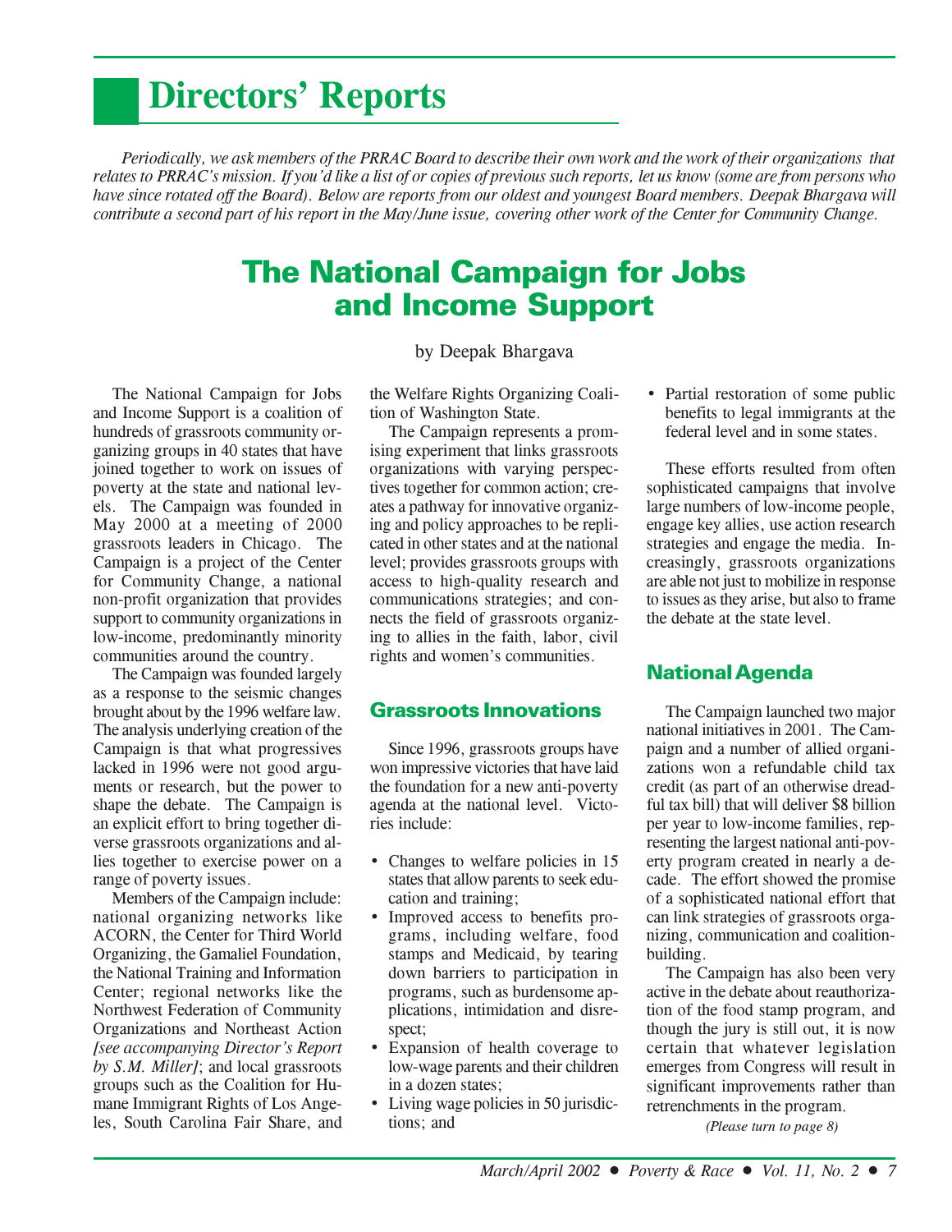# Directors' Reports

*Periodically, we ask members of the PRRAC Board to describe their own work and the work of their organizations that relates to PRRAC's mission. If you'd like a list of or copies of previous such reports, let us know (some are from persons who have since rotated off the Board). Below are reports from our oldest and youngest Board members. Deepak Bhargava will contribute a second part of his report in the May/June issue, covering other work of the Center for Community Change.*

## The National Campaign for Jobs and Income Support

by Deepak Bhargava

The National Campaign for Jobs and Income Support is a coalition of hundreds of grassroots community organizing groups in 40 states that have joined together to work on issues of poverty at the state and national levels. The Campaign was founded in May 2000 at a meeting of 2000 grassroots leaders in Chicago. The Campaign is a project of the Center for Community Change, a national non-profit organization that provides support to community organizations in low-income, predominantly minority communities around the country.

The Campaign was founded largely as a response to the seismic changes brought about by the 1996 welfare law. The analysis underlying creation of the Campaign is that what progressives lacked in 1996 were not good arguments or research, but the power to shape the debate. The Campaign is an explicit effort to bring together diverse grassroots organizations and allies together to exercise power on a range of poverty issues.

Members of the Campaign include: national organizing networks like ACORN, the Center for Third World Organizing, the Gamaliel Foundation, the National Training and Information Center; regional networks like the Northwest Federation of Community Organizations and Northeast Action *[see accompanying Director's Report by S.M. Miller]*; and local grassroots groups such as the Coalition for Humane Immigrant Rights of Los Angeles, South Carolina Fair Share, and the Welfare Rights Organizing Coalition of Washington State.

The Campaign represents a promising experiment that links grassroots organizations with varying perspectives together for common action; creates a pathway for innovative organizing and policy approaches to be replicated in other states and at the national level; provides grassroots groups with access to high-quality research and communications strategies; and connects the field of grassroots organizing to allies in the faith, labor, civil rights and women's communities.

### Grassroots Innovations

Since 1996, grassroots groups have won impressive victories that have laid the foundation for a new anti-poverty agenda at the national level. Victories include:

- Changes to welfare policies in 15 states that allow parents to seek education and training;
- Improved access to benefits programs, including welfare, food stamps and Medicaid, by tearing down barriers to participation in programs, such as burdensome applications, intimidation and disrespect;
- Expansion of health coverage to low-wage parents and their children in a dozen states;
- Living wage policies in 50 jurisdictions; and
- Partial restoration of some public benefits to legal immigrants at the federal level and in some states.

These efforts resulted from often sophisticated campaigns that involve large numbers of low-income people, engage key allies, use action research strategies and engage the media. Increasingly, grassroots organizations are able not just to mobilize in response to issues as they arise, but also to frame the debate at the state level.

### National Agenda

The Campaign launched two major national initiatives in 2001. The Campaign and a number of allied organizations won a refundable child tax credit (as part of an otherwise dreadful tax bill) that will deliver $8 billion per year to low-income families, representing the largest national anti-poverty program created in nearly a decade. The effort showed the promise of a sophisticated national effort that can link strategies of grassroots organizing, communication and coalition-building.

The Campaign has also been very active in the debate about reauthorization of the food stamp program, and though the jury is still out, it is now certain that whatever legislation emerges from Congress will result in significant improvements rather than retrenchments in the program.

*(Please turn to page 8)*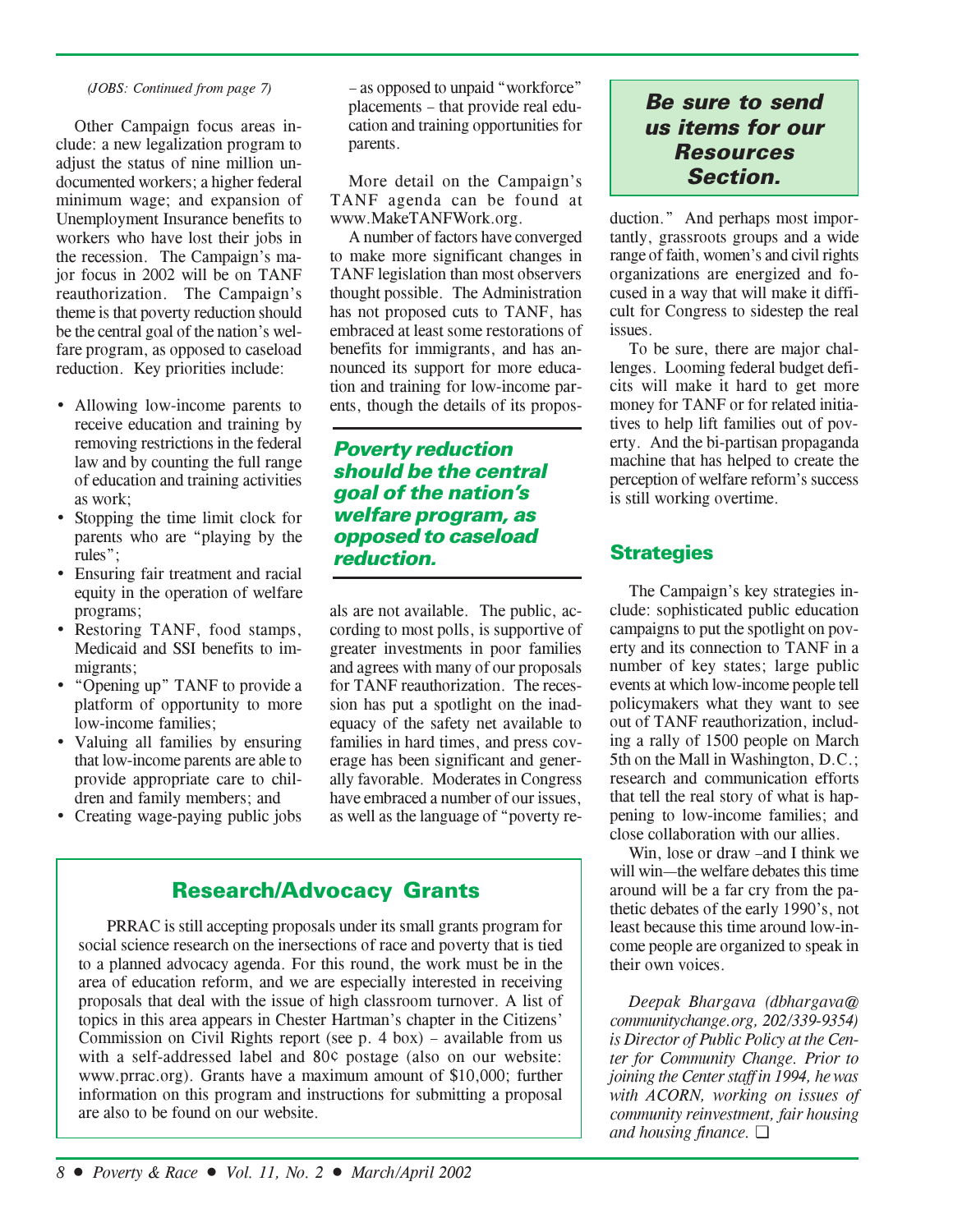*(JOBS: Continued from page 7)*

Other Campaign focus areas include: a new legalization program to adjust the status of nine million undocumented workers; a higher federal minimum wage; and expansion of Unemployment Insurance benefits to workers who have lost their jobs in the recession. The Campaign's major focus in 2002 will be on TANF reauthorization. The Campaign's theme is that poverty reduction should be the central goal of the nation's welfare program, as opposed to caseload reduction. Key priorities include:

- Allowing low-income parents to receive education and training by removing restrictions in the federal law and by counting the full range of education and training activities as work;
- Stopping the time limit clock for parents who are "playing by the rules";
- Ensuring fair treatment and racial equity in the operation of welfare programs;
- Restoring TANF, food stamps, Medicaid and SSI benefits to immigrants;
- "Opening up" TANF to provide a platform of opportunity to more low-income families;
- Valuing all families by ensuring that low-income parents are able to provide appropriate care to children and family members; and
- Creating wage-paying public jobs – as opposed to unpaid "workforce" placements – that provide real education and training opportunities for parents.

More detail on the Campaign's TANF agenda can be found at www.MakeTANFWork.org.

A number of factors have converged to make more significant changes in TANF legislation than most observers thought possible. The Administration has not proposed cuts to TANF, has embraced at least some restorations of benefits for immigrants, and has announced its support for more education and training for low-income parents, though the details of its proposals are not available. The public, according to most polls, is supportive of greater investments in poor families and agrees with many of our proposals for TANF reauthorization. The recession has put a spotlight on the inadequacy of the safety net available to families in hard times, and press coverage has been significant and generally favorable. Moderates in Congress have embraced a number of our issues, as well as the language of "poverty reduction." And perhaps most importantly, grassroots groups and a wide range of faith, women's and civil rights organizations are energized and focused in a way that will make it difficult for Congress to sidestep the real issues.

***Poverty reduction should be the central goal of the nation's welfare program, as opposed to caseload reduction.***

To be sure, there are major challenges. Looming federal budget deficits will make it hard to get more money for TANF or for related initiatives to help lift families out of poverty. And the bi-partisan propaganda machine that has helped to create the perception of welfare reform's success is still working overtime.

## Strategies

The Campaign's key strategies include: sophisticated public education campaigns to put the spotlight on poverty and its connection to TANF in a number of key states; large public events at which low-income people tell policymakers what they want to see out of TANF reauthorization, including a rally of 1500 people on March 5th on the Mall in Washington, D.C.; research and communication efforts that tell the real story of what is happening to low-income families; and close collaboration with our allies.

Win, lose or draw –and I think we will win—the welfare debates this time around will be a far cry from the pathetic debates of the early 1990's, not least because this time around low-income people are organized to speak in their own voices.

*Deepak Bhargava (dbhargava@communitychange.org, 202/339-9354) is Director of Public Policy at the Center for Community Change. Prior to joining the Center staff in 1994, he was with ACORN, working on issues of community reinvestment, fair housing and housing finance.* ❑

***Be sure to send us items for our Resources Section.***

## Research/Advocacy Grants

PRRAC is still accepting proposals under its small grants program for social science research on the inersections of race and poverty that is tied to a planned advocacy agenda. For this round, the work must be in the area of education reform, and we are especially interested in receiving proposals that deal with the issue of high classroom turnover. A list of topics in this area appears in Chester Hartman's chapter in the Citizens' Commission on Civil Rights report (see p. 4 box) – available from us with a self-addressed label and 80¢ postage (also on our website: www.prrac.org). Grants have a maximum amount of $10,000; further information on this program and instructions for submitting a proposal are also to be found on our website.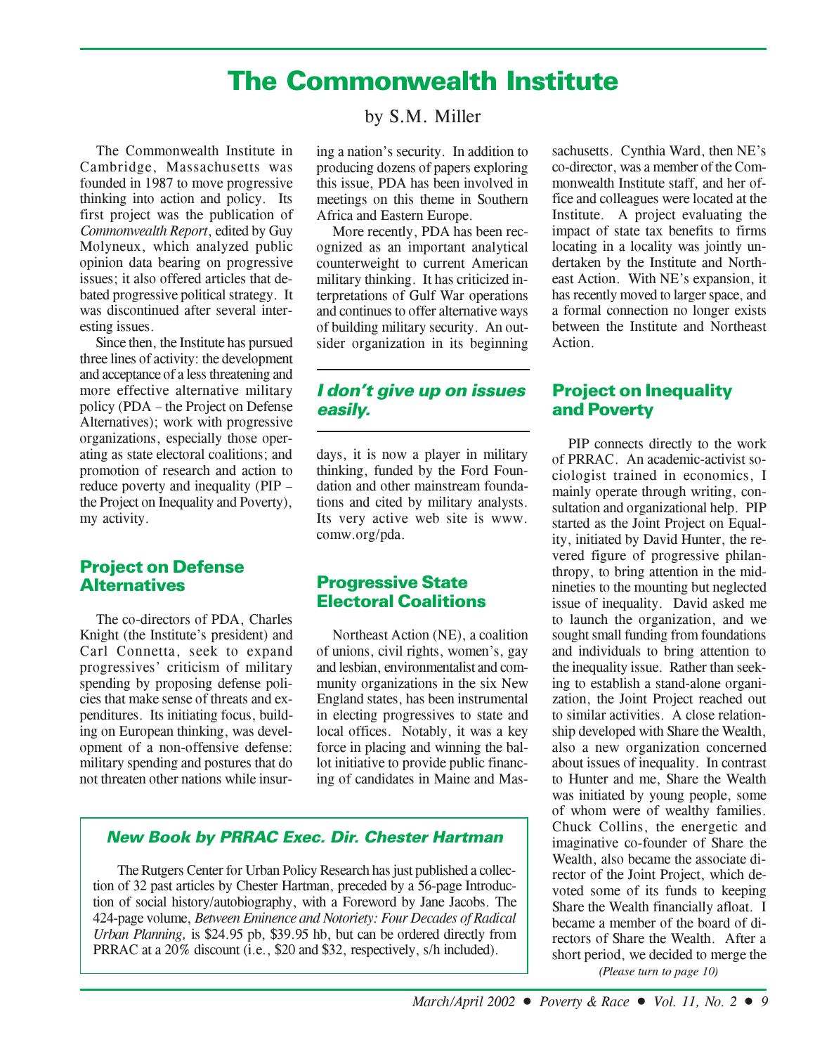# The Commonwealth Institute

by S.M. Miller

The Commonwealth Institute in Cambridge, Massachusetts was founded in 1987 to move progressive thinking into action and policy. Its first project was the publication of *Commonwealth Report*, edited by Guy Molyneux, which analyzed public opinion data bearing on progressive issues; it also offered articles that debated progressive political strategy. It was discontinued after several interesting issues.

Since then, the Institute has pursued three lines of activity: the development and acceptance of a less threatening and more effective alternative military policy (PDA – the Project on Defense Alternatives); work with progressive organizations, especially those operating as state electoral coalitions; and promotion of research and action to reduce poverty and inequality (PIP – the Project on Inequality and Poverty), my activity.

## Project on Defense Alternatives

The co-directors of PDA, Charles Knight (the Institute's president) and Carl Connetta, seek to expand progressives' criticism of military spending by proposing defense policies that make sense of threats and expenditures. Its initiating focus, building on European thinking, was development of a non-offensive defense: military spending and postures that do not threaten other nations while insuring a nation's security. In addition to producing dozens of papers exploring this issue, PDA has been involved in meetings on this theme in Southern Africa and Eastern Europe.

More recently, PDA has been recognized as an important analytical counterweight to current American military thinking. It has criticized interpretations of Gulf War operations and continues to offer alternative ways of building military security. An outsider organization in its beginning days, it is now a player in military thinking, funded by the Ford Foundation and other mainstream foundations and cited by military analysts. Its very active web site is www.comw.org/pda.

***I don't give up on issues easily.***

## Progressive State Electoral Coalitions

Northeast Action (NE), a coalition of unions, civil rights, women's, gay and lesbian, environmentalist and community organizations in the six New England states, has been instrumental in electing progressives to state and local offices. Notably, it was a key force in placing and winning the ballot initiative to provide public financing of candidates in Maine and Massachusetts. Cynthia Ward, then NE's co-director, was a member of the Commonwealth Institute staff, and her office and colleagues were located at the Institute. A project evaluating the impact of state tax benefits to firms locating in a locality was jointly undertaken by the Institute and Northeast Action. With NE's expansion, it has recently moved to larger space, and a formal connection no longer exists between the Institute and Northeast Action.

## Project on Inequality and Poverty

PIP connects directly to the work of PRRAC. An academic-activist sociologist trained in economics, I mainly operate through writing, consultation and organizational help. PIP started as the Joint Project on Equality, initiated by David Hunter, the revered figure of progressive philanthropy, to bring attention in the mid-nineties to the mounting but neglected issue of inequality. David asked me to launch the organization, and we sought small funding from foundations and individuals to bring attention to the inequality issue. Rather than seeking to establish a stand-alone organization, the Joint Project reached out to similar activities. A close relationship developed with Share the Wealth, also a new organization concerned about issues of inequality. In contrast to Hunter and me, Share the Wealth was initiated by young people, some of whom were of wealthy families. Chuck Collins, the energetic and imaginative co-founder of Share the Wealth, also became the associate director of the Joint Project, which devoted some of its funds to keeping Share the Wealth financially afloat. I became a member of the board of directors of Share the Wealth. After a short period, we decided to merge the

*(Please turn to page 10)*

---

### *New Book by PRRAC Exec. Dir. Chester Hartman*

The Rutgers Center for Urban Policy Research has just published a collection of 32 past articles by Chester Hartman, preceded by a 56-page Introduction of social history/autobiography, with a Foreword by Jane Jacobs. The 424-page volume, *Between Eminence and Notoriety: Four Decades of Radical Urban Planning,* is $24.95 pb, $39.95 hb, but can be ordered directly from PRRAC at a 20% discount (i.e., $20 and $32, respectively, s/h included).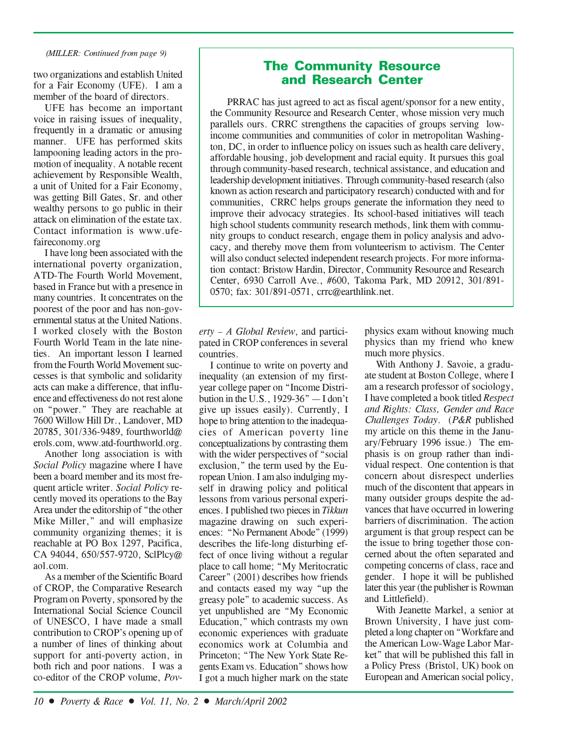*(MILLER: Continued from page 9)*

two organizations and establish United for a Fair Economy (UFE). I am a member of the board of directors.

UFE has become an important voice in raising issues of inequality, frequently in a dramatic or amusing manner. UFE has performed skits lampooning leading actors in the promotion of inequality. A notable recent achievement by Responsible Wealth, a unit of United for a Fair Economy, was getting Bill Gates, Sr. and other wealthy persons to go public in their attack on elimination of the estate tax. Contact information is www.ufe-faireconomy.org

I have long been associated with the international poverty organization, ATD-The Fourth World Movement, based in France but with a presence in many countries. It concentrates on the poorest of the poor and has non-governmental status at the United Nations. I worked closely with the Boston Fourth World Team in the late nineties. An important lesson I learned from the Fourth World Movement successes is that symbolic and solidarity acts can make a difference, that influence and effectiveness do not rest alone on "power." They are reachable at 7600 Willow Hill Dr., Landover, MD 20785, 301/336-9489, fourthworld@erols.com, www.atd-fourthworld.org.

Another long association is with *Social Policy* magazine where I have been a board member and its most frequent article writer. *Social Policy* recently moved its operations to the Bay Area under the editorship of "the other Mike Miller," and will emphasize community organizing themes; it is reachable at PO Box 1297, Pacifica, CA 94044, 650/557-9720, SclPlcy@aol.com.

As a member of the Scientific Board of CROP, the Comparative Research Program on Poverty, sponsored by the International Social Science Council of UNESCO, I have made a small contribution to CROP's opening up of a number of lines of thinking about support for anti-poverty action, in both rich and poor nations. I was a co-editor of the CROP volume, *Poverty – A Global Review*, and participated in CROP conferences in several countries.

I continue to write on poverty and inequality (an extension of my first-year college paper on "Income Distribution in the U.S., 1929-36" — I don't give up issues easily). Currently, I hope to bring attention to the inadequacies of American poverty line conceptualizations by contrasting them with the wider perspectives of "social exclusion," the term used by the European Union. I am also indulging myself in drawing policy and political lessons from various personal experiences. I published two pieces in *Tikkun* magazine drawing on such experiences: "No Permanent Abode" (1999) describes the life-long disturbing effect of once living without a regular place to call home; "My Meritocratic Career" (2001) describes how friends and contacts eased my way "up the greasy pole" to academic success. As yet unpublished are "My Economic Education," which contrasts my own economic experiences with graduate economics work at Columbia and Princeton; "The New York State Regents Exam vs. Education" shows how I got a much higher mark on the state physics exam without knowing much physics than my friend who knew much more physics.

With Anthony J. Savoie, a graduate student at Boston College, where I am a research professor of sociology, I have completed a book titled *Respect and Rights: Class, Gender and Race Challenges Today*. (*P&R* published my article on this theme in the January/February 1996 issue.) The emphasis is on group rather than individual respect. One contention is that concern about disrespect underlies much of the discontent that appears in many outsider groups despite the advances that have occurred in lowering barriers of discrimination. The action argument is that group respect can be the issue to bring together those concerned about the often separated and competing concerns of class, race and gender. I hope it will be published later this year (the publisher is Rowman and Littlefield).

With Jeanette Markel, a senior at Brown University, I have just completed a long chapter on "Workfare and the American Low-Wage Labor Market" that will be published this fall in a Policy Press (Bristol, UK) book on European and American social policy,

## The Community Resource and Research Center

PRRAC has just agreed to act as fiscal agent/sponsor for a new entity, the Community Resource and Research Center, whose mission very much parallels ours. CRRC strengthens the capacities of groups serving low-income communities and communities of color in metropolitan Washington, DC, in order to influence policy on issues such as health care delivery, affordable housing, job development and racial equity. It pursues this goal through community-based research, technical assistance, and education and leadership development initiatives. Through community-based research (also known as action research and participatory research) conducted with and for communities, CRRC helps groups generate the information they need to improve their advocacy strategies. Its school-based initiatives will teach high school students community research methods, link them with community groups to conduct research, engage them in policy analysis and advocacy, and thereby move them from volunteerism to activism. The Center will also conduct selected independent research projects. For more information contact: Bristow Hardin, Director, Community Resource and Research Center, 6930 Carroll Ave., #600, Takoma Park, MD 20912, 301/891-0570; fax: 301/891-0571, crrc@earthlink.net.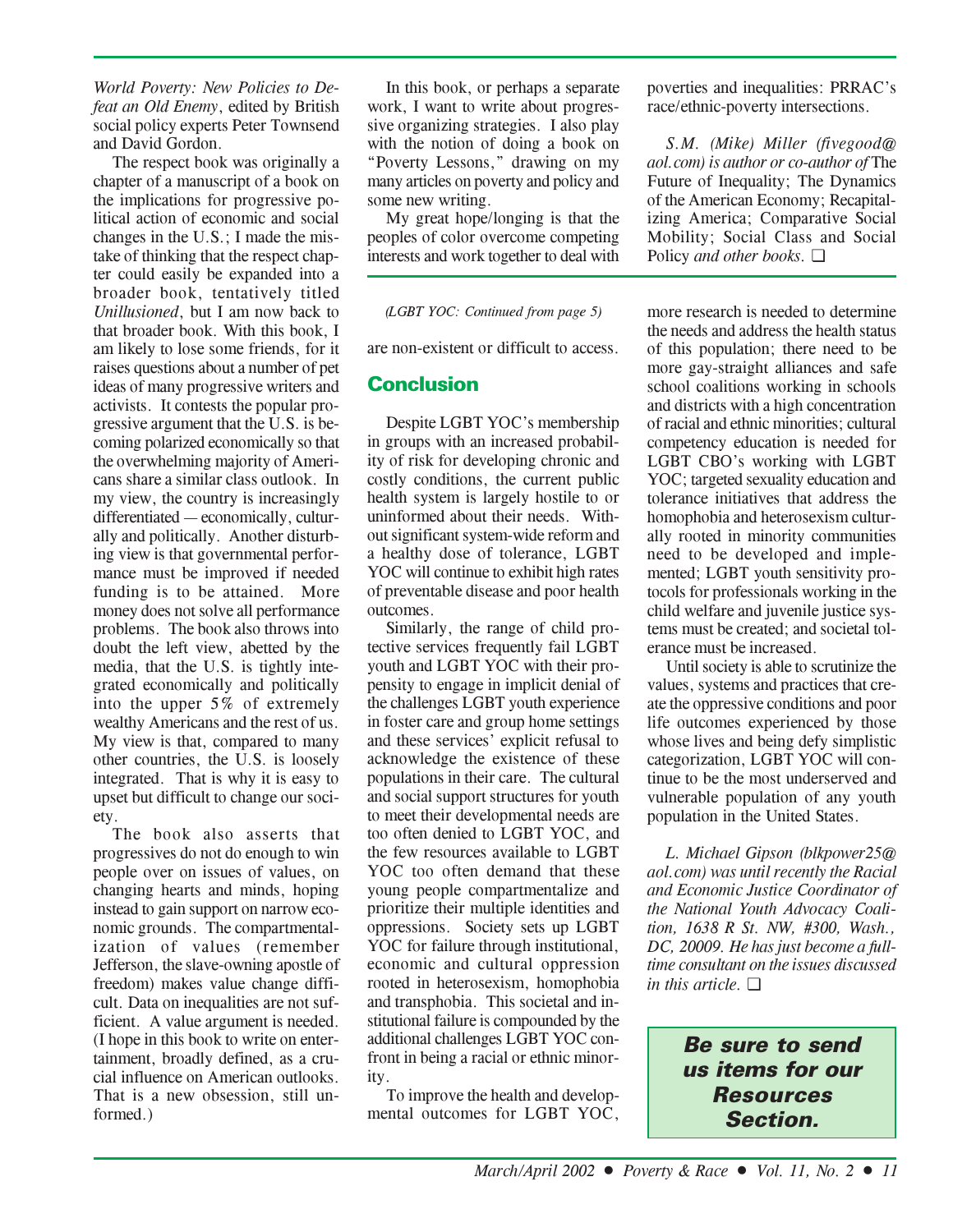*World Poverty: New Policies to Defeat an Old Enemy*, edited by British social policy experts Peter Townsend and David Gordon.

The respect book was originally a chapter of a manuscript of a book on the implications for progressive political action of economic and social changes in the U.S.; I made the mistake of thinking that the respect chapter could easily be expanded into a broader book, tentatively titled *Unillusioned*, but I am now back to that broader book. With this book, I am likely to lose some friends, for it raises questions about a number of pet ideas of many progressive writers and activists. It contests the popular progressive argument that the U.S. is becoming polarized economically so that the overwhelming majority of Americans share a similar class outlook. In my view, the country is increasingly differentiated — economically, culturally and politically. Another disturbing view is that governmental performance must be improved if needed funding is to be attained. More money does not solve all performance problems. The book also throws into doubt the left view, abetted by the media, that the U.S. is tightly integrated economically and politically into the upper 5% of extremely wealthy Americans and the rest of us. My view is that, compared to many other countries, the U.S. is loosely integrated. That is why it is easy to upset but difficult to change our society.

The book also asserts that progressives do not do enough to win people over on issues of values, on changing hearts and minds, hoping instead to gain support on narrow economic grounds. The compartmentalization of values (remember Jefferson, the slave-owning apostle of freedom) makes value change difficult. Data on inequalities are not sufficient. A value argument is needed. (I hope in this book to write on entertainment, broadly defined, as a crucial influence on American outlooks. That is a new obsession, still unformed.)

In this book, or perhaps a separate work, I want to write about progressive organizing strategies. I also play with the notion of doing a book on "Poverty Lessons," drawing on my many articles on poverty and policy and some new writing.

My great hope/longing is that the peoples of color overcome competing interests and work together to deal with poverties and inequalities: PRRAC's race/ethnic-poverty intersections.

*S.M. (Mike) Miller (fivegood@aol.com) is author or co-author of* The Future of Inequality; The Dynamics of the American Economy; Recapitalizing America; Comparative Social Mobility; Social Class and Social Policy *and other books.* ❑

---

*(LGBT YOC: Continued from page 5)*

are non-existent or difficult to access.

## Conclusion

Despite LGBT YOC's membership in groups with an increased probability of risk for developing chronic and costly conditions, the current public health system is largely hostile to or uninformed about their needs. Without significant system-wide reform and a healthy dose of tolerance, LGBT YOC will continue to exhibit high rates of preventable disease and poor health outcomes.

Similarly, the range of child protective services frequently fail LGBT youth and LGBT YOC with their propensity to engage in implicit denial of the challenges LGBT youth experience in foster care and group home settings and these services' explicit refusal to acknowledge the existence of these populations in their care. The cultural and social support structures for youth to meet their developmental needs are too often denied to LGBT YOC, and the few resources available to LGBT YOC too often demand that these young people compartmentalize and prioritize their multiple identities and oppressions. Society sets up LGBT YOC for failure through institutional, economic and cultural oppression rooted in heterosexism, homophobia and transphobia. This societal and institutional failure is compounded by the additional challenges LGBT YOC confront in being a racial or ethnic minority.

To improve the health and developmental outcomes for LGBT YOC, more research is needed to determine the needs and address the health status of this population; there need to be more gay-straight alliances and safe school coalitions working in schools and districts with a high concentration of racial and ethnic minorities; cultural competency education is needed for LGBT CBO's working with LGBT YOC; targeted sexuality education and tolerance initiatives that address the homophobia and heterosexism culturally rooted in minority communities need to be developed and implemented; LGBT youth sensitivity protocols for professionals working in the child welfare and juvenile justice systems must be created; and societal tolerance must be increased.

Until society is able to scrutinize the values, systems and practices that create the oppressive conditions and poor life outcomes experienced by those whose lives and being defy simplistic categorization, LGBT YOC will continue to be the most underserved and vulnerable population of any youth population in the United States.

*L. Michael Gipson (blkpower25@aol.com) was until recently the Racial and Economic Justice Coordinator of the National Youth Advocacy Coalition, 1638 R St. NW, #300, Wash., DC, 20009. He has just become a full-time consultant on the issues discussed in this article.* ❑

**Be sure to send us items for our Resources Section.**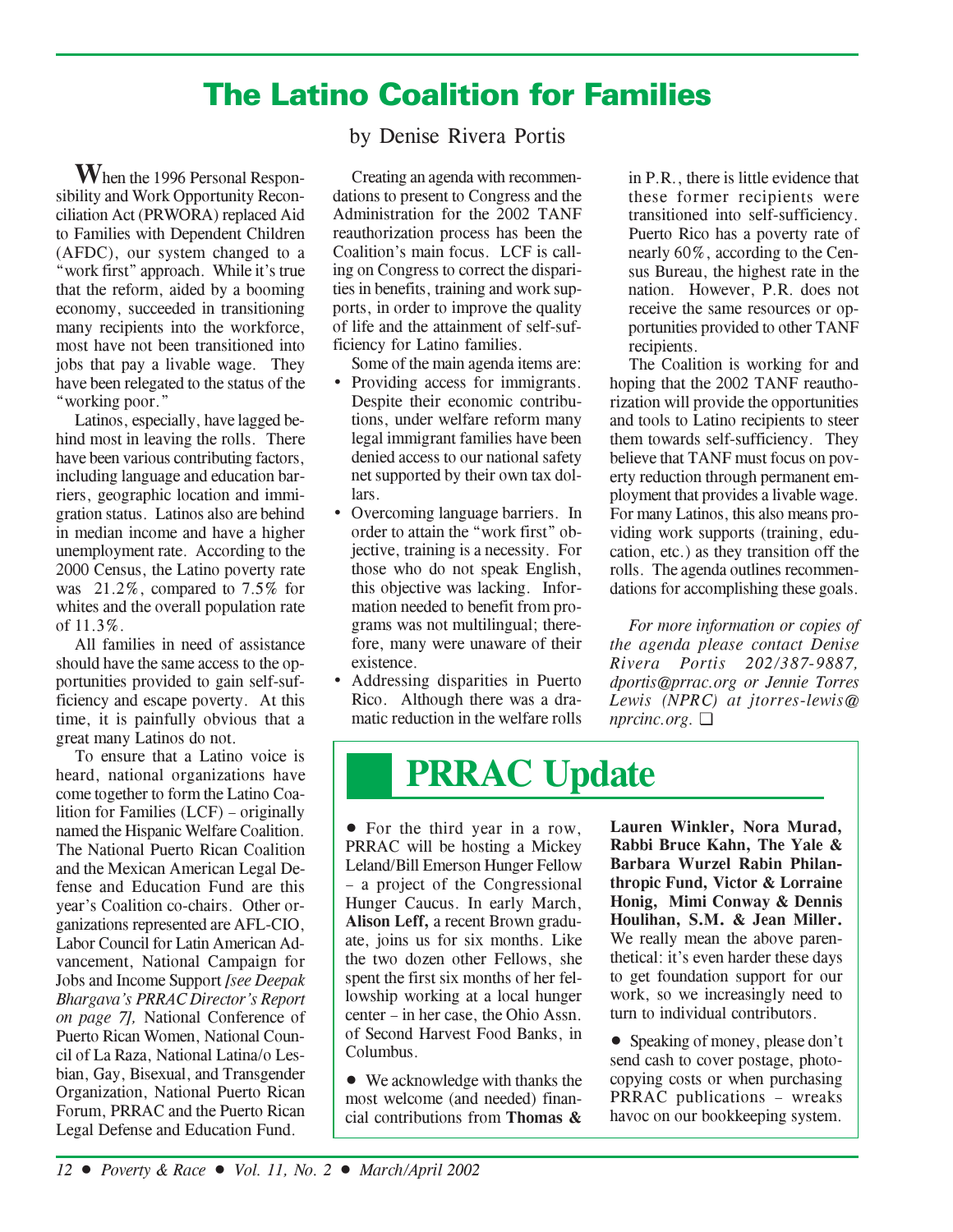# The Latino Coalition for Families

by Denise Rivera Portis

When the 1996 Personal Responsibility and Work Opportunity Reconciliation Act (PRWORA) replaced Aid to Families with Dependent Children (AFDC), our system changed to a "work first" approach. While it's true that the reform, aided by a booming economy, succeeded in transitioning many recipients into the workforce, most have not been transitioned into jobs that pay a livable wage. They have been relegated to the status of the "working poor."

Latinos, especially, have lagged behind most in leaving the rolls. There have been various contributing factors, including language and education barriers, geographic location and immigration status. Latinos also are behind in median income and have a higher unemployment rate. According to the 2000 Census, the Latino poverty rate was 21.2%, compared to 7.5% for whites and the overall population rate of 11.3%.

All families in need of assistance should have the same access to the opportunities provided to gain self-sufficiency and escape poverty. At this time, it is painfully obvious that a great many Latinos do not.

To ensure that a Latino voice is heard, national organizations have come together to form the Latino Coalition for Families (LCF) – originally named the Hispanic Welfare Coalition. The National Puerto Rican Coalition and the Mexican American Legal Defense and Education Fund are this year's Coalition co-chairs. Other organizations represented are AFL-CIO, Labor Council for Latin American Advancement, National Campaign for Jobs and Income Support *[see Deepak Bhargava's PRRAC Director's Report on page 7],* National Conference of Puerto Rican Women, National Council of La Raza, National Latina/o Lesbian, Gay, Bisexual, and Transgender Organization, National Puerto Rican Forum, PRRAC and the Puerto Rican Legal Defense and Education Fund.

Creating an agenda with recommendations to present to Congress and the Administration for the 2002 TANF reauthorization process has been the Coalition's main focus. LCF is calling on Congress to correct the disparities in benefits, training and work supports, in order to improve the quality of life and the attainment of self-sufficiency for Latino families.

Some of the main agenda items are:

- Providing access for immigrants. Despite their economic contributions, under welfare reform many legal immigrant families have been denied access to our national safety net supported by their own tax dollars.
- Overcoming language barriers. In order to attain the "work first" objective, training is a necessity. For those who do not speak English, this objective was lacking. Information needed to benefit from programs was not multilingual; therefore, many were unaware of their existence.
- Addressing disparities in Puerto Rico. Although there was a dramatic reduction in the welfare rolls in P.R., there is little evidence that these former recipients were transitioned into self-sufficiency. Puerto Rico has a poverty rate of nearly 60%, according to the Census Bureau, the highest rate in the nation. However, P.R. does not receive the same resources or opportunities provided to other TANF recipients.

The Coalition is working for and hoping that the 2002 TANF reauthorization will provide the opportunities and tools to Latino recipients to steer them towards self-sufficiency. They believe that TANF must focus on poverty reduction through permanent employment that provides a livable wage. For many Latinos, this also means providing work supports (training, education, etc.) as they transition off the rolls. The agenda outlines recommendations for accomplishing these goals.

*For more information or copies of the agenda please contact Denise Rivera Portis 202/387-9887, dportis@prrac.org or Jennie Torres Lewis (NPRC) at jtorres-lewis@nprcinc.org.* ❑

# PRRAC Update

- For the third year in a row, PRRAC will be hosting a Mickey Leland/Bill Emerson Hunger Fellow – a project of the Congressional Hunger Caucus. In early March, **Alison Leff,** a recent Brown graduate, joins us for six months. Like the two dozen other Fellows, she spent the first six months of her fellowship working at a local hunger center – in her case, the Ohio Assn. of Second Harvest Food Banks, in Columbus.

- We acknowledge with thanks the most welcome (and needed) financial contributions from **Thomas & Lauren Winkler, Nora Murad, Rabbi Bruce Kahn, The Yale & Barbara Wurzel Rabin Philanthropic Fund, Victor & Lorraine Honig, Mimi Conway & Dennis Houlihan, S.M. & Jean Miller.** We really mean the above parenthetical: it's even harder these days to get foundation support for our work, so we increasingly need to turn to individual contributors.

- Speaking of money, please don't send cash to cover postage, photocopying costs or when purchasing PRRAC publications – wreaks havoc on our bookkeeping system.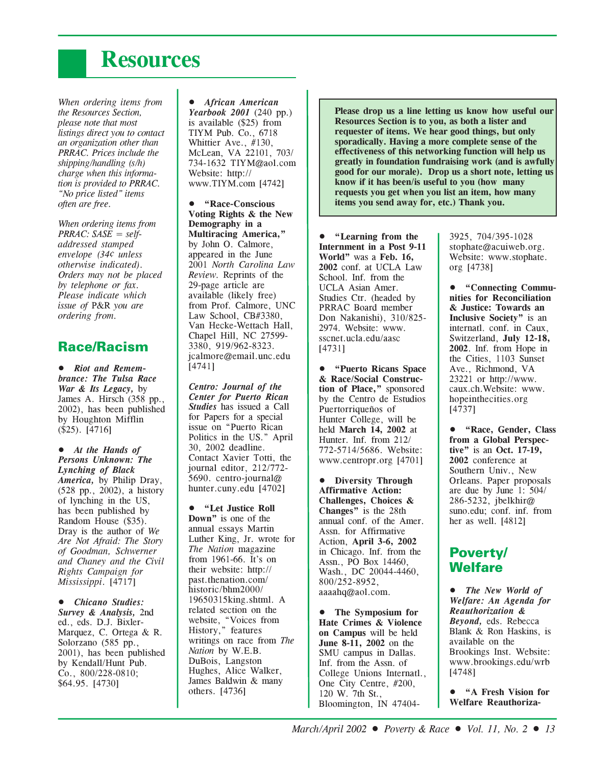# Resources

*When ordering items from the Resources Section, please note that most listings direct you to contact an organization other than PRRAC. Prices include the shipping/handling (s/h) charge when this information is provided to PRRAC. "No price listed" items often are free.*

*When ordering items from PRRAC: SASE = self-addressed stamped envelope (34¢ unless otherwise indicated). Orders may not be placed by telephone or fax. Please indicate which issue of P&R you are ordering from.*

## Race/Racism

- ***Riot and Remembrance: The Tulsa Race War & Its Legacy,*** by James A. Hirsch (358 pp., 2002), has been published by Houghton Mifflin ($25). [4716]

- ***At the Hands of Persons Unknown: The Lynching of Black America,*** by Philip Dray, (528 pp., 2002), a history of lynching in the US, has been published by Random House ($35). Dray is the author of *We Are Not Afraid: The Story of Goodman, Schwerner and Chaney and the Civil Rights Campaign for Mississippi*. [4717]

- ***Chicano Studies: Survey & Analysis,*** 2nd ed., eds. D.J. Bixler-Marquez, C. Ortega & R. Solorzano (585 pp., 2001), has been published by Kendall/Hunt Pub. Co., 800/228-0810; $64.95. [4730]

- ***African American Yearbook 2001*** (240 pp.) is available ($25) from TIYM Pub. Co., 6718 Whittier Ave., #130, McLean, VA 22101, 703/734-1632 TIYM@aol.com Website: http://www.TIYM.com [4742]

- **"Race-Conscious Voting Rights & the New Demography in a Multiracing America,"** by John O. Calmore, appeared in the June 2001 *North Carolina Law Review*. Reprints of the 29-page article are available (likely free) from Prof. Calmore, UNC Law School, CB#3380, Van Hecke-Wettach Hall, Chapel Hill, NC 27599-3380, 919/962-8323. jcalmore@email.unc.edu [4741]

***Centro: Journal of the Center for Puerto Rican Studies*** has issued a Call for Papers for a special issue on "Puerto Rican Politics in the US." April 30, 2002 deadline. Contact Xavier Totti, the journal editor, 212/772-5690. centro-journal@hunter.cuny.edu [4702]

- **"Let Justice Roll Down"** is one of the annual essays Martin Luther King, Jr. wrote for *The Nation* magazine from 1961-66. It's on their website: http://past.thenation.com/historic/bhm2000/19650315king.shtml. A related section on the website, "Voices from History," features writings on race from *The Nation* by W.E.B. DuBois, Langston Hughes, Alice Walker, James Baldwin & many others. [4736]

**Please drop us a line letting us know how useful our Resources Section is to you, as both a lister and requester of items. We hear good things, but only sporadically. Having a more complete sense of the effectiveness of this networking function will help us greatly in foundation fundraising work (and is awfully good for our morale). Drop us a short note, letting us know if it has been/is useful to you (how many requests you get when you list an item, how many items you send away for, etc.) Thank you.**

- **"Learning from the Internment in a Post 9-11 World"** was a **Feb. 16, 2002** conf. at UCLA Law School. Inf. from the UCLA Asian Amer. Studies Ctr. (headed by PRRAC Board member Don Nakanishi), 310/825-2974. Website: www.sscnet.ucla.edu/aasc [4731]

- **"Puerto Ricans Space & Race/Social Construction of Place,"** sponsored by the Centro de Estudios Puertorriqueños of Hunter College, will be held **March 14, 2002** at Hunter. Inf. from 212/772-5714/5686. Website: www.centropr.org [4701]

- **Diversity Through Affirmative Action: Challenges, Choices & Changes"** is the 28th annual conf. of the Amer. Assn. for Affirmative Action, **April 3-6, 2002** in Chicago. Inf. from the Assn., PO Box 14460, Wash., DC 20044-4460, 800/252-8952, aaaahq@aol.com.

- **The Symposium for Hate Crimes & Violence on Campus** will be held **June 8-11, 2002** on the SMU campus in Dallas. Inf. from the Assn. of College Unions Internatl., One City Centre, #200, 120 W. 7th St., Bloomington, IN 47404-3925, 704/395-1028 stophate@acuiweb.org. Website: www.stophate.org [4738]

- **"Connecting Communities for Reconciliation & Justice: Towards an Inclusive Society"** is an internatl. conf. in Caux, Switzerland, **July 12-18, 2002**. Inf. from Hope in the Cities, 1103 Sunset Ave., Richmond, VA 23221 or http://www.caux.ch.Website: www.hopeinthecities.org [4737]

- **"Race, Gender, Class from a Global Perspective"** is an **Oct. 17-19, 2002** conference at Southern Univ., New Orleans. Paper proposals are due by June 1: 504/286-5232, jbelkhir@suno.edu; conf. inf. from her as well. [4812]

## Poverty/Welfare

- ***The New World of Welfare: An Agenda for Reauthorization & Beyond,*** eds. Rebecca Blank & Ron Haskins, is available on the Brookings Inst. Website: www.brookings.edu/wrb [4748]

- **"A Fresh Vision for Welfare Reauthoriza-**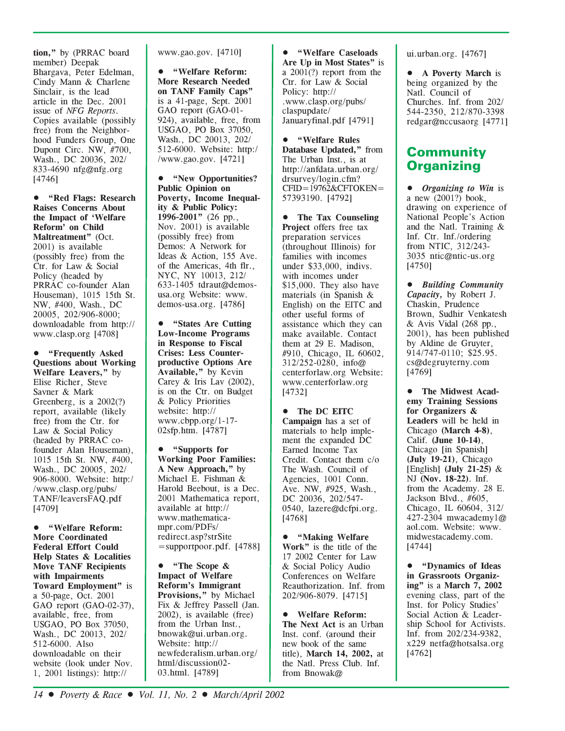tion,"** by (PRRAC board member) Deepak Bhargava, Peter Edelman, Cindy Mann & Charlene Sinclair, is the lead article in the Dec. 2001 issue of *NFG Reports*. Copies available (possibly free) from the Neighborhood Funders Group, One Dupont Circ. NW, #700, Wash., DC 20036, 202/833-4690 nfg@nfg.org [4746]

- **"Red Flags: Research Raises Concerns About the Impact of 'Welfare Reform' on Child Maltreatment"** (Oct. 2001) is available (possibly free) from the Ctr. for Law & Social Policy (headed by PRRAC co-founder Alan Houseman), 1015 15th St. NW, #400, Wash., DC 20005, 202/906-8000; downloadable from http://www.clasp.org [4708]

- **"Frequently Asked Questions about Working Welfare Leavers,"** by Elise Richer, Steve Savner & Mark Greenberg, is a 2002(?) report, available (likely free) from the Ctr. for Law & Social Policy (headed by PRRAC co-founder Alan Houseman), 1015 15th St. NW, #400, Wash., DC 20005, 202/906-8000. Website: http://www.clasp.org/pubs/TANF/leaversFAQ.pdf [4709]

- **"Welfare Reform: More Coordinated Federal Effort Could Help States & Localities Move TANF Recipients with Impairments Toward Employment"** is a 50-page, Oct. 2001 GAO report (GAO-02-37), available, free, from USGAO, PO Box 37050, Wash., DC 20013, 202/512-6000. Also downloadable on their website (look under Nov. 1, 2001 listings): http://www.gao.gov. [4710]

- **"Welfare Reform: More Research Needed on TANF Family Caps"** is a 41-page, Sept. 2001 GAO report (GAO-01-924), available, free, from USGAO, PO Box 37050, Wash., DC 20013, 202/512-6000. Website: http://www.gao.gov. [4721]

- **"New Opportunities? Public Opinion on Poverty, Income Inequality & Public Policy: 1996-2001"** (26 pp., Nov. 2001) is available (possibly free) from Demos: A Network for Ideas & Action, 155 Ave. of the Americas, 4th flr., NYC, NY 10013, 212/633-1405 tdraut@demos-usa.org Website: www.demos-usa.org. [4786]

- **"States Are Cutting Low-Income Programs in Response to Fiscal Crises: Less Counter-productive Options Are Available,"** by Kevin Carey & Iris Lav (2002), is on the Ctr. on Budget & Policy Priorities website: http://www.cbpp.org/1-17-02sfp.htm. [4787]

- **"Supports for Working Poor Families: A New Approach,"** by Michael E. Fishman & Harold Beebout, is a Dec. 2001 Mathematica report, available at http://www.mathematica-mpr.com/PDFs/redirect.asp?strSite=supportpoor.pdf. [4788]

- **"The Scope & Impact of Welfare Reform's Immigrant Provisions,"** by Michael Fix & Jeffrey Passell (Jan. 2002), is available (free) from the Urban Inst., bnowak@ui.urban.org. Website: http://newfederalism.urban.org/html/discussion02-03.html. [4789]

- **"Welfare Caseloads Are Up in Most States"** is a 2001(?) report from the Ctr. for Law & Social Policy: http://.www.clasp.org/pubs/claspupdate/Januaryfinal.pdf [4791]

- **"Welfare Rules Database Updated,"** from The Urban Inst., is at http://anfdata.urban.org/drsurvey/login.cfm?CFID=19762&CFTOKEN=57393190. [4792]

- **The Tax Counseling Project** offers free tax preparation services (throughout Illinois) for families with incomes under $33,000, indivs. with incomes under $15,000. They also have materials (in Spanish & English) on the EITC and other useful forms of assistance which they can make available. Contact them at 29 E. Madison, #910, Chicago, IL 60602, 312/252-0280, info@centerforlaw.org Website: www.centerforlaw.org [4732]

- **The DC EITC Campaign** has a set of materials to help implement the expanded DC Earned Income Tax Credit. Contact them c/o The Wash. Council of Agencies, 1001 Conn. Ave. NW, #925, Wash., DC 20036, 202/547-0540, lazere@dcfpi.org. [4768]

- **"Making Welfare Work"** is the title of the 17 2002 Center for Law & Social Policy Audio Conferences on Welfare Reauthorization. Inf. from 202/906-8079. [4715]

- **Welfare Reform: The Next Act** is an Urban Inst. conf. (around their new book of the same title), **March 14, 2002,** at the Natl. Press Club. Inf. from Bnowak@ui.urban.org. [4767]

- **A Poverty March** is being organized by the Natl. Council of Churches. Inf. from 202/544-2350, 212/870-3398 redgar@nccusaorg [4771]

## Community Organizing

- ***Organizing to Win*** is a new (2001?) book, drawing on experience of National People's Action and the Natl. Training & Inf. Ctr. Inf./ordering from NTIC, 312/243-3035 ntic@ntic-us.org [4750]

- ***Building Community Capacity,*** by Robert J. Chaskin, Prudence Brown, Sudhir Venkatesh & Avis Vidal (268 pp., 2001), has been published by Aldine de Gruyter, 914/747-0110; $25.95. cs@degruyterny.com [4769]

- **The Midwest Academy Training Sessions for Organizers & Leaders** will be held in Chicago **(March 4-8)**, Calif. **(June 10-14)**, Chicago [in Spanish] **(July 19-21)**, Chicago [English] **(July 21-25)** & NJ **(Nov. 18-22)**. Inf. from the Academy. 28 E. Jackson Blvd., #605, Chicago, IL 60604, 312/427-2304 mwacademy1@aol.com. Website: www.midwestacademy.com. [4744]

- **"Dynamics of Ideas in Grassroots Organizing"** is a **March 7, 2002** evening class, part of the Inst. for Policy Studies' Social Action & Leadership School for Activists. Inf. from 202/234-9382, x229 netfa@hotsalsa.org [4762]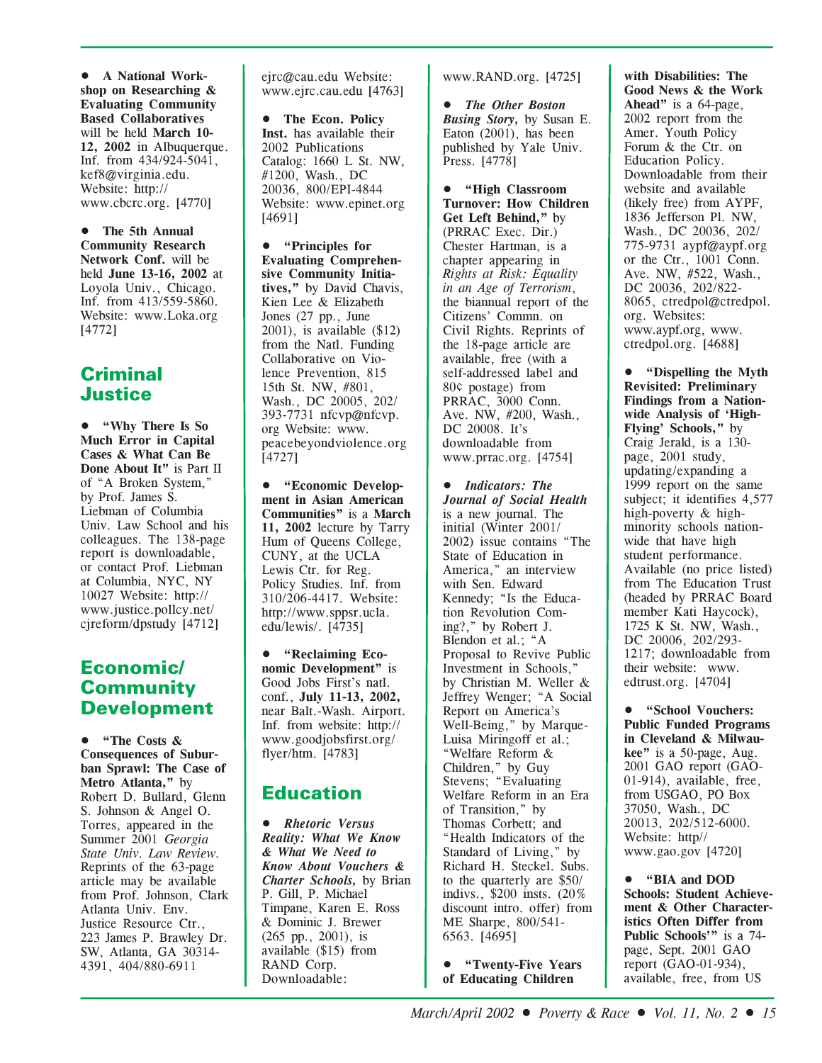- **A National Workshop on Researching & Evaluating Community Based Collaboratives** will be held **March 10-12, 2002** in Albuquerque. Inf. from 434/924-5041, kef8@virginia.edu. Website: http://www.cbcrc.org. [4770]

- **The 5th Annual Community Research Network Conf.** will be held **June 13-16, 2002** at Loyola Univ., Chicago. Inf. from 413/559-5860. Website: www.Loka.org [4772]

## Criminal Justice

- **"Why There Is So Much Error in Capital Cases & What Can Be Done About It"** is Part II of "A Broken System," by Prof. James S. Liebman of Columbia Univ. Law School and his colleagues. The 138-page report is downloadable, or contact Prof. Liebman at Columbia, NYC, NY 10027 Website: http://www.justice.pollcy.net/cjreform/dpstudy [4712]

## Economic/ Community Development

- **"The Costs & Consequences of Suburban Sprawl: The Case of Metro Atlanta,"** by Robert D. Bullard, Glenn S. Johnson & Angel O. Torres, appeared in the Summer 2001 *Georgia State Univ. Law Review*. Reprints of the 63-page article may be available from Prof. Johnson, Clark Atlanta Univ. Env. Justice Resource Ctr., 223 James P. Brawley Dr. SW, Atlanta, GA 30314-4391, 404/880-6911 ejrc@cau.edu Website: www.ejrc.cau.edu [4763]

- **The Econ. Policy Inst.** has available their 2002 Publications Catalog: 1660 L St. NW, #1200, Wash., DC 20036, 800/EPI-4844 Website: www.epinet.org [4691]

- **"Principles for Evaluating Comprehensive Community Initiatives,"** by David Chavis, Kien Lee & Elizabeth Jones (27 pp., June 2001), is available ($12) from the Natl. Funding Collaborative on Violence Prevention, 815 15th St. NW, #801, Wash., DC 20005, 202/393-7731 nfcvp@nfcvp.org Website: www.peacebeyondviolence.org [4727]

- **"Economic Development in Asian American Communities"** is a **March 11, 2002** lecture by Tarry Hum of Queens College, CUNY, at the UCLA Lewis Ctr. for Reg. Policy Studies. Inf. from 310/206-4417. Website: http://www.sppsr.ucla.edu/lewis/. [4735]

- **"Reclaiming Economic Development"** is Good Jobs First's natl. conf., **July 11-13, 2002,** near Balt.-Wash. Airport. Inf. from website: http://www.goodjobsfirst.org/flyer/htm. [4783]

## Education

- ***Rhetoric Versus Reality: What We Know & What We Need to Know About Vouchers & Charter Schools,*** by Brian P. Gill, P. Michael Timpane, Karen E. Ross & Dominic J. Brewer (265 pp., 2001), is available ($15) from RAND Corp. Downloadable: www.RAND.org. [4725]

- ***The Other Boston Busing Story,*** by Susan E. Eaton (2001), has been published by Yale Univ. Press. [4778]

- **"High Classroom Turnover: How Children Get Left Behind,"** by (PRRAC Exec. Dir.) Chester Hartman, is a chapter appearing in *Rights at Risk: Equality in an Age of Terrorism*, the biannual report of the Citizens' Commn. on Civil Rights. Reprints of the 18-page article are available, free (with a self-addressed label and 80¢ postage) from PRRAC, 3000 Conn. Ave. NW, #200, Wash., DC 20008. It's downloadable from www.prrac.org. [4754]

- ***Indicators: The Journal of Social Health*** is a new journal. The initial (Winter 2001/2002) issue contains "The State of Education in America," an interview with Sen. Edward Kennedy; "Is the Education Revolution Coming?," by Robert J. Blendon et al.; "A Proposal to Revive Public Investment in Schools," by Christian M. Weller & Jeffrey Wenger; "A Social Report on America's Well-Being," by Marque-Luisa Miringoff et al.; "Welfare Reform & Children," by Guy Stevens; "Evaluating Welfare Reform in an Era of Transition," by Thomas Corbett; and "Health Indicators of the Standard of Living," by Richard H. Steckel. Subs. to the quarterly are $50/indivs., $200 insts. (20% discount intro. offer) from ME Sharpe, 800/541-6563. [4695]

- **"Twenty-Five Years of Educating Children with Disabilities: The Good News & the Work Ahead"** is a 64-page, 2002 report from the Amer. Youth Policy Forum & the Ctr. on Education Policy. Downloadable from their website and available (likely free) from AYPF, 1836 Jefferson Pl. NW, Wash., DC 20036, 202/775-9731 aypf@aypf.org or the Ctr., 1001 Conn. Ave. NW, #522, Wash., DC 20036, 202/822-8065, ctredpol@ctredpol.org. Websites: www.aypf.org, www.ctredpol.org. [4688]

- **"Dispelling the Myth Revisited: Preliminary Findings from a Nationwide Analysis of 'High-Flying' Schools,"** by Craig Jerald, is a 130-page, 2001 study, updating/expanding a 1999 report on the same subject; it identifies 4,577 high-poverty & high-minority schools nationwide that have high student performance. Available (no price listed) from The Education Trust (headed by PRRAC Board member Kati Haycock), 1725 K St. NW, Wash., DC 20006, 202/293-1217; downloadable from their website: www.edtrust.org. [4704]

- **"School Vouchers: Public Funded Programs in Cleveland & Milwaukee"** is a 50-page, Aug. 2001 GAO report (GAO-01-914), available, free, from USGAO, PO Box 37050, Wash., DC 20013, 202/512-6000. Website: http//www.gao.gov [4720]

- **"BIA and DOD Schools: Student Achievement & Other Characteristics Often Differ from Public Schools'"** is a 74-page, Sept. 2001 GAO report (GAO-01-934), available, free, from US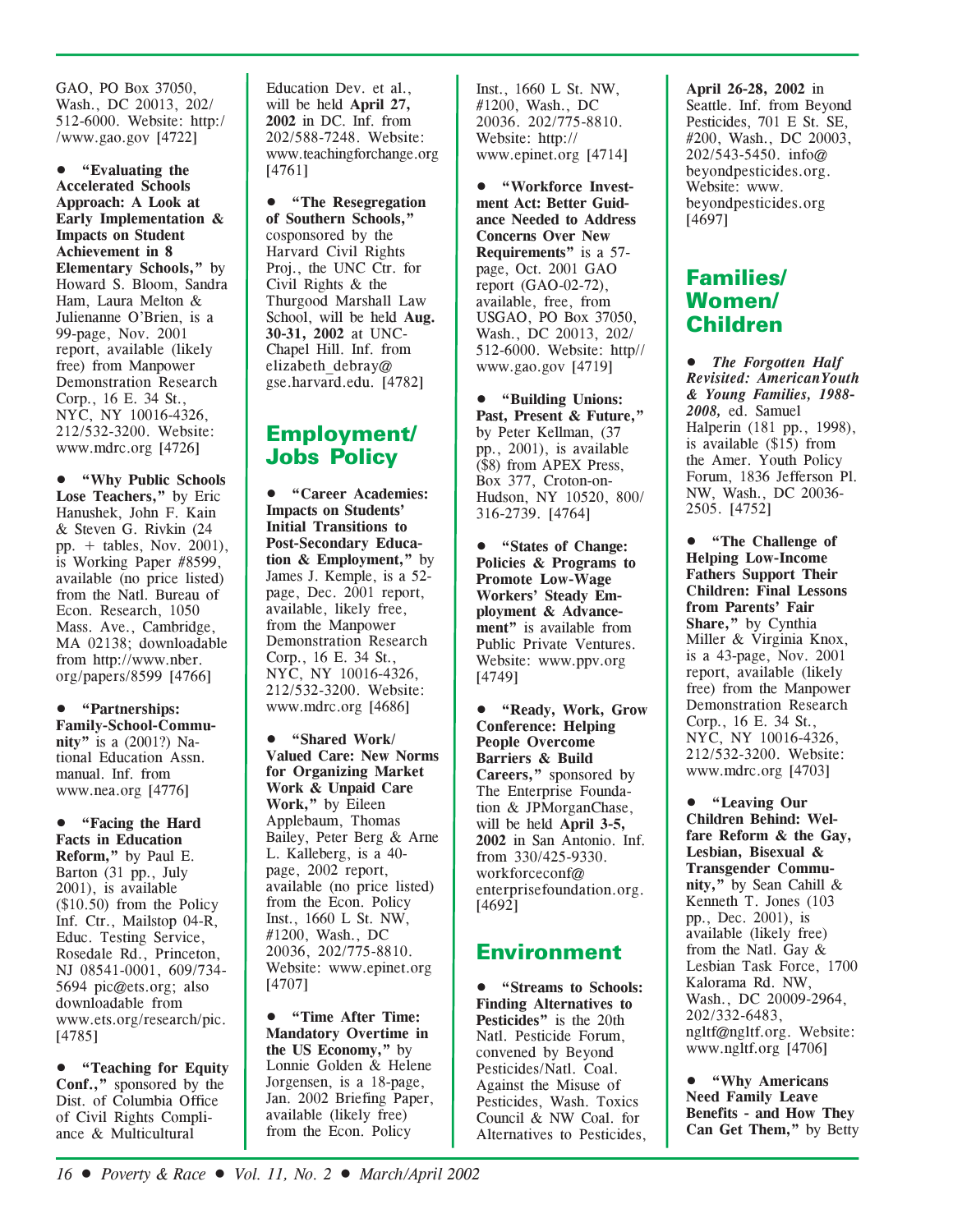GAO, PO Box 37050, Wash., DC 20013, 202/512-6000. Website: http://www.gao.gov [4722]

- **"Evaluating the Accelerated Schools Approach: A Look at Early Implementation & Impacts on Student Achievement in 8 Elementary Schools,"** by Howard S. Bloom, Sandra Ham, Laura Melton & Julienanne O'Brien, is a 99-page, Nov. 2001 report, available (likely free) from Manpower Demonstration Research Corp., 16 E. 34 St., NYC, NY 10016-4326, 212/532-3200. Website: www.mdrc.org [4726]

- **"Why Public Schools Lose Teachers,"** by Eric Hanushek, John F. Kain & Steven G. Rivkin (24 pp. + tables, Nov. 2001), is Working Paper #8599, available (no price listed) from the Natl. Bureau of Econ. Research, 1050 Mass. Ave., Cambridge, MA 02138; downloadable from http://www.nber.org/papers/8599 [4766]

- **"Partnerships: Family-School-Community"** is a (2001?) National Education Assn. manual. Inf. from www.nea.org [4776]

- **"Facing the Hard Facts in Education Reform,"** by Paul E. Barton (31 pp., July 2001), is available ($10.50) from the Policy Inf. Ctr., Mailstop 04-R, Educ. Testing Service, Rosedale Rd., Princeton, NJ 08541-0001, 609/734-5694 pic@ets.org; also downloadable from www.ets.org/research/pic. [4785]

- **"Teaching for Equity Conf.,"** sponsored by the Dist. of Columbia Office of Civil Rights Compliance & Multicultural Education Dev. et al., will be held **April 27, 2002** in DC. Inf. from 202/588-7248. Website: www.teachingforchange.org [4761]

- **"The Resegregation of Southern Schools,"** cosponsored by the Harvard Civil Rights Proj., the UNC Ctr. for Civil Rights & the Thurgood Marshall Law School, will be held **Aug. 30-31, 2002** at UNC-Chapel Hill. Inf. from elizabeth_debray@gse.harvard.edu. [4782]

## Employment/ Jobs Policy

- **"Career Academies: Impacts on Students' Initial Transitions to Post-Secondary Education & Employment,"** by James J. Kemple, is a 52-page, Dec. 2001 report, available, likely free, from the Manpower Demonstration Research Corp., 16 E. 34 St., NYC, NY 10016-4326, 212/532-3200. Website: www.mdrc.org [4686]

- **"Shared Work/ Valued Care: New Norms for Organizing Market Work & Unpaid Care Work,"** by Eileen Applebaum, Thomas Bailey, Peter Berg & Arne L. Kalleberg, is a 40-page, 2002 report, available (no price listed) from the Econ. Policy Inst., 1660 L St. NW, #1200, Wash., DC 20036, 202/775-8810. Website: www.epinet.org [4707]

- **"Time After Time: Mandatory Overtime in the US Economy,"** by Lonnie Golden & Helene Jorgensen, is a 18-page, Jan. 2002 Briefing Paper, available (likely free) from the Econ. Policy Inst., 1660 L St. NW, #1200, Wash., DC 20036. 202/775-8810. Website: http://www.epinet.org [4714]

- **"Workforce Investment Act: Better Guidance Needed to Address Concerns Over New Requirements"** is a 57-page, Oct. 2001 GAO report (GAO-02-72), available, free, from USGAO, PO Box 37050, Wash., DC 20013, 202/512-6000. Website: http//www.gao.gov [4719]

- **"Building Unions: Past, Present & Future,"** by Peter Kellman, (37 pp., 2001), is available ($8) from APEX Press, Box 377, Croton-on-Hudson, NY 10520, 800/316-2739. [4764]

- **"States of Change: Policies & Programs to Promote Low-Wage Workers' Steady Employment & Advancement"** is available from Public Private Ventures. Website: www.ppv.org [4749]

- **"Ready, Work, Grow Conference: Helping People Overcome Barriers & Build Careers,"** sponsored by The Enterprise Foundation & JPMorganChase, will be held **April 3-5, 2002** in San Antonio. Inf. from 330/425-9330. workforceconf@enterprisefoundation.org. [4692]

## Environment

- **"Streams to Schools: Finding Alternatives to Pesticides"** is the 20th Natl. Pesticide Forum, convened by Beyond Pesticides/Natl. Coal. Against the Misuse of Pesticides, Wash. Toxics Council & NW Coal. for Alternatives to Pesticides, **April 26-28, 2002** in Seattle. Inf. from Beyond Pesticides, 701 E St. SE, #200, Wash., DC 20003, 202/543-5450. info@beyondpesticides.org. Website: www.beyondpesticides.org [4697]

## Families/ Women/ Children

- ***The Forgotten Half Revisited: AmericanYouth & Young Families, 1988-2008,*** ed. Samuel Halperin (181 pp., 1998), is available ($15) from the Amer. Youth Policy Forum, 1836 Jefferson Pl. NW, Wash., DC 20036-2505. [4752]

- **"The Challenge of Helping Low-Income Fathers Support Their Children: Final Lessons from Parents' Fair Share,"** by Cynthia Miller & Virginia Knox, is a 43-page, Nov. 2001 report, available (likely free) from the Manpower Demonstration Research Corp., 16 E. 34 St., NYC, NY 10016-4326, 212/532-3200. Website: www.mdrc.org [4703]

- **"Leaving Our Children Behind: Welfare Reform & the Gay, Lesbian, Bisexual & Transgender Community,"** by Sean Cahill & Kenneth T. Jones (103 pp., Dec. 2001), is available (likely free) from the Natl. Gay & Lesbian Task Force, 1700 Kalorama Rd. NW, Wash., DC 20009-2964, 202/332-6483, ngltf@ngltf.org. Website: www.ngltf.org [4706]

- **"Why Americans Need Family Leave Benefits - and How They Can Get Them,"** by Betty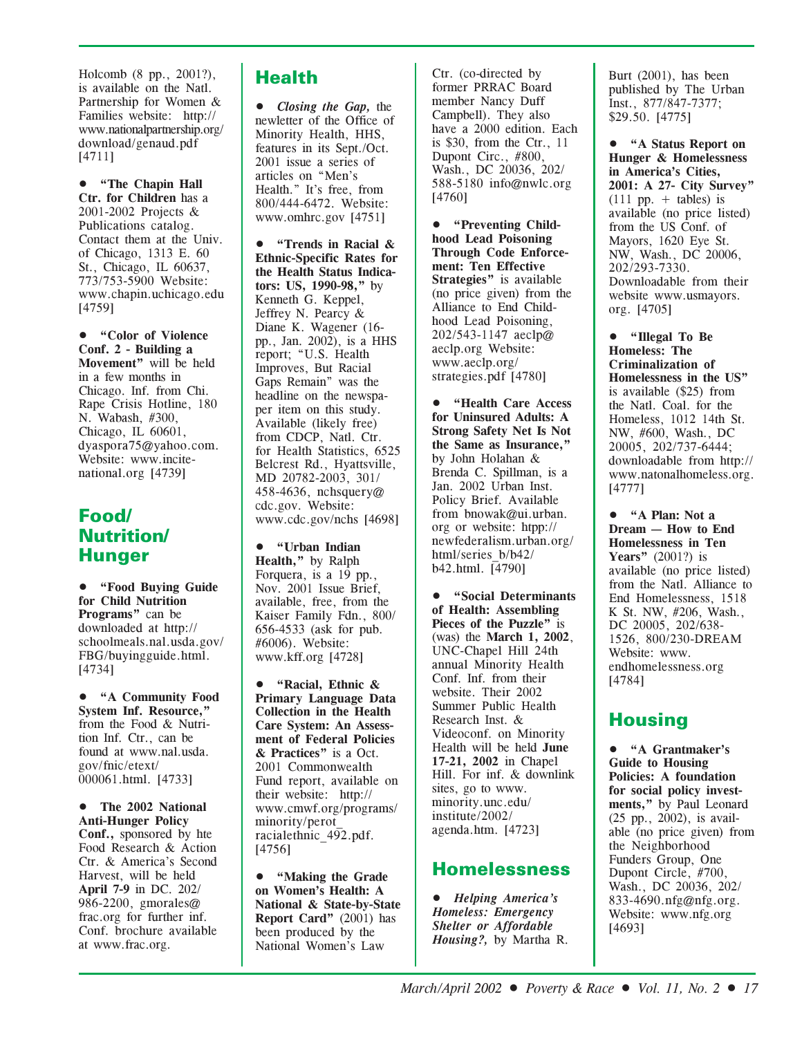Holcomb (8 pp., 2001?), is available on the Natl. Partnership for Women & Families website: http://www.nationalpartnership.org/download/genaud.pdf [4711]

- **"The Chapin Hall Ctr. for Children** has a 2001-2002 Projects & Publications catalog. Contact them at the Univ. of Chicago, 1313 E. 60 St., Chicago, IL 60637, 773/753-5900 Website: www.chapin.uchicago.edu [4759]

- **"Color of Violence Conf. 2 - Building a Movement"** will be held in a few months in Chicago. Inf. from Chi. Rape Crisis Hotline, 180 N. Wabash, #300, Chicago, IL 60601, dyaspora75@yahoo.com. Website: www.incite-national.org [4739]

## Food/ Nutrition/ Hunger

- **"Food Buying Guide for Child Nutrition Programs"** can be downloaded at http://schoolmeals.nal.usda.gov/FBG/buyingguide.html. [4734]

- **"A Community Food System Inf. Resource,"** from the Food & Nutrition Inf. Ctr., can be found at www.nal.usda.gov/fnic/etext/000061.html. [4733]

- **The 2002 National Anti-Hunger Policy Conf.,** sponsored by hte Food Research & Action Ctr. & America's Second Harvest, will be held **April 7-9** in DC. 202/986-2200, gmorales@frac.org for further inf. Conf. brochure available at www.frac.org.

## Health

- *Closing the Gap,* the newletter of the Office of Minority Health, HHS, features in its Sept./Oct. 2001 issue a series of articles on "Men's Health." It's free, from 800/444-6472. Website: www.omhrc.gov [4751]

- **"Trends in Racial & Ethnic-Specific Rates for the Health Status Indicators: US, 1990-98,"** by Kenneth G. Keppel, Jeffrey N. Pearcy & Diane K. Wagener (16-pp., Jan. 2002), is a HHS report; "U.S. Health Improves, But Racial Gaps Remain" was the headline on the newspaper item on this study. Available (likely free) from CDCP, Natl. Ctr. for Health Statistics, 6525 Belcrest Rd., Hyattsville, MD 20782-2003, 301/458-4636, nchsquery@cdc.gov. Website: www.cdc.gov/nchs [4698]

- **"Urban Indian Health,"** by Ralph Forquera, is a 19 pp., Nov. 2001 Issue Brief, available, free, from the Kaiser Family Fdn., 800/656-4533 (ask for pub. #6006). Website: www.kff.org [4728]

- **"Racial, Ethnic & Primary Language Data Collection in the Health Care System: An Assessment of Federal Policies & Practices"** is a Oct. 2001 Commonwealth Fund report, available on their website: http://www.cmwf.org/programs/minority/perot_racialethnic_492.pdf. [4756]

- **"Making the Grade on Women's Health: A National & State-by-State Report Card"** (2001) has been produced by the National Women's Law Ctr. (co-directed by former PRRAC Board member Nancy Duff Campbell). They also have a 2000 edition. Each is $30, from the Ctr., 11 Dupont Circ., #800, Wash., DC 20036, 202/588-5180 info@nwlc.org [4760]

- **"Preventing Childhood Lead Poisoning Through Code Enforcement: Ten Effective Strategies"** is available (no price given) from the Alliance to End Childhood Lead Poisoning, 202/543-1147 aeclp@aeclp.org Website: www.aeclp.org/strategies.pdf [4780]

- **"Health Care Access for Uninsured Adults: A Strong Safety Net Is Not the Same as Insurance,"** by John Holahan & Brenda C. Spillman, is a Jan. 2002 Urban Inst. Policy Brief. Available from bnowak@ui.urban.org or website: htpp://newfederalism.urban.org/html/series_b/b42/b42.html. [4790]

- **"Social Determinants of Health: Assembling Pieces of the Puzzle"** is (was) the **March 1, 2002**, UNC-Chapel Hill 24th annual Minority Health Conf. Inf. from their website. Their 2002 Summer Public Health Research Inst. & Videoconf. on Minority Health will be held **June 17-21, 2002** in Chapel Hill. For inf. & downlink sites, go to www.minority.unc.edu/institute/2002/agenda.htm. [4723]

## Homelessness

- ***Helping America's Homeless: Emergency Shelter or Affordable Housing?,*** by Martha R. Burt (2001), has been published by The Urban Inst., 877/847-7377; $29.50. [4775]

- **"A Status Report on Hunger & Homelessness in America's Cities, 2001: A 27- City Survey"** (111 pp. + tables) is available (no price listed) from the US Conf. of Mayors, 1620 Eye St. NW, Wash., DC 20006, 202/293-7330. Downloadable from their website www.usmayors.org. [4705]

- **"Illegal To Be Homeless: The Criminalization of Homelessness in the US"** is available ($25) from the Natl. Coal. for the Homeless, 1012 14th St. NW, #600, Wash., DC 20005, 202/737-6444; downloadable from http://www.natonalhomeless.org. [4777]

- **"A Plan: Not a Dream — How to End Homelessness in Ten Years"** (2001?) is available (no price listed) from the Natl. Alliance to End Homelessness, 1518 K St. NW, #206, Wash., DC 20005, 202/638-1526, 800/230-DREAM Website: www.endhomelessness.org [4784]

## Housing

- **"A Grantmaker's Guide to Housing Policies: A foundation for social policy investments,"** by Paul Leonard (25 pp., 2002), is available (no price given) from the Neighborhood Funders Group, One Dupont Circle, #700, Wash., DC 20036, 202/833-4690.nfg@nfg.org. Website: www.nfg.org [4693]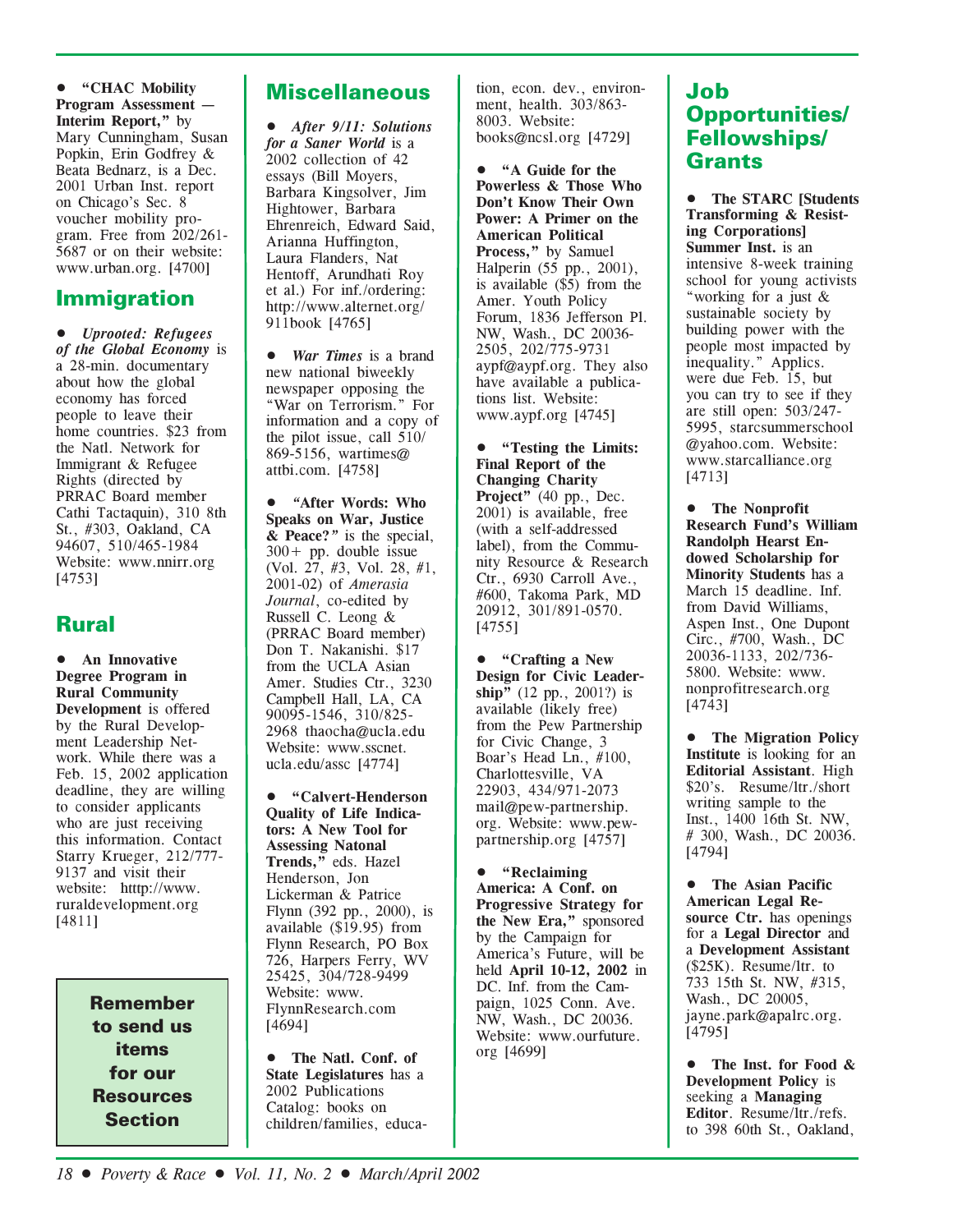- **"CHAC Mobility Program Assessment — Interim Report,"** by Mary Cunningham, Susan Popkin, Erin Godfrey & Beata Bednarz, is a Dec. 2001 Urban Inst. report on Chicago's Sec. 8 voucher mobility program. Free from 202/261-5687 or on their website: www.urban.org. [4700]

## Immigration

- ***Uprooted: Refugees of the Global Economy*** is a 28-min. documentary about how the global economy has forced people to leave their home countries. $23 from the Natl. Network for Immigrant & Refugee Rights (directed by PRRAC Board member Cathi Tactaquin), 310 8th St., #303, Oakland, CA 94607, 510/465-1984 Website: www.nnirr.org [4753]

## Rural

- **An Innovative Degree Program in Rural Community Development** is offered by the Rural Development Leadership Network. While there was a Feb. 15, 2002 application deadline, they are willing to consider applicants who are just receiving this information. Contact Starry Krueger, 212/777-9137 and visit their website: htttp://www.ruraldevelopment.org [4811]

**Remember to send us items for our Resources Section**

## Miscellaneous

- ***After 9/11: Solutions for a Saner World*** is a 2002 collection of 42 essays (Bill Moyers, Barbara Kingsolver, Jim Hightower, Barbara Ehrenreich, Edward Said, Arianna Huffington, Laura Flanders, Nat Hentoff, Arundhati Roy et al.) For inf./ordering: http://www.alternet.org/911book [4765]

- ***War Times*** is a brand new national biweekly newspaper opposing the "War on Terrorism." For information and a copy of the pilot issue, call 510/869-5156, wartimes@attbi.com. [4758]

- ***"After Words: Who Speaks on War, Justice & Peace?"*** is the special, 300+ pp. double issue (Vol. 27, #3, Vol. 28, #1, 2001-02) of *Amerasia Journal*, co-edited by Russell C. Leong & (PRRAC Board member) Don T. Nakanishi. $17 from the UCLA Asian Amer. Studies Ctr., 3230 Campbell Hall, LA, CA 90095-1546, 310/825-2968 thaocha@ucla.edu Website: www.sscnet.ucla.edu/assc [4774]

- **"Calvert-Henderson Quality of Life Indicators: A New Tool for Assessing Natonal Trends,"** eds. Hazel Henderson, Jon Lickerman & Patrice Flynn (392 pp., 2000), is available ($19.95) from Flynn Research, PO Box 726, Harpers Ferry, WV 25425, 304/728-9499 Website: www.FlynnResearch.com [4694]

- **The Natl. Conf. of State Legislatures** has a 2002 Publications Catalog: books on children/families, education, econ. dev., environment, health. 303/863-8003. Website: books@ncsl.org [4729]

- **"A Guide for the Powerless & Those Who Don't Know Their Own Power: A Primer on the American Political Process,"** by Samuel Halperin (55 pp., 2001), is available ($5) from the Amer. Youth Policy Forum, 1836 Jefferson Pl. NW, Wash., DC 20036-2505, 202/775-9731 aypf@aypf.org. They also have available a publications list. Website: www.aypf.org [4745]

- **"Testing the Limits: Final Report of the Changing Charity Project"** (40 pp., Dec. 2001) is available, free (with a self-addressed label), from the Community Resource & Research Ctr., 6930 Carroll Ave., #600, Takoma Park, MD 20912, 301/891-0570. [4755]

- **"Crafting a New Design for Civic Leadership"** (12 pp., 2001?) is available (likely free) from the Pew Partnership for Civic Change, 3 Boar's Head Ln., #100, Charlottesville, VA 22903, 434/971-2073 mail@pew-partnership.org. Website: www.pew-partnership.org [4757]

- **"Reclaiming America: A Conf. on Progressive Strategy for the New Era,"** sponsored by the Campaign for America's Future, will be held **April 10-12, 2002** in DC. Inf. from the Campaign, 1025 Conn. Ave. NW, Wash., DC 20036. Website: www.ourfuture.org [4699]

## Job Opportunities/ Fellowships/ Grants

- **The STARC [Students Transforming & Resisting Corporations] Summer Inst.** is an intensive 8-week training school for young activists "working for a just & sustainable society by building power with the people most impacted by inequality." Applics. were due Feb. 15, but you can try to see if they are still open: 503/247-5995, starcsummerschool@yahoo.com. Website: www.starcalliance.org [4713]

- **The Nonprofit Research Fund's William Randolph Hearst Endowed Scholarship for Minority Students** has a March 15 deadline. Inf. from David Williams, Aspen Inst., One Dupont Circ., #700, Wash., DC 20036-1133, 202/736-5800. Website: www.nonprofitresearch.org [4743]

- **The Migration Policy Institute** is looking for an **Editorial Assistant**. High $20's. Resume/ltr./short writing sample to the Inst., 1400 16th St. NW, # 300, Wash., DC 20036. [4794]

- **The Asian Pacific American Legal Resource Ctr.** has openings for a **Legal Director** and a **Development Assistant** ($25K). Resume/ltr. to 733 15th St. NW, #315, Wash., DC 20005, jayne.park@apalrc.org. [4795]

- **The Inst. for Food & Development Policy** is seeking a **Managing Editor**. Resume/ltr./refs. to 398 60th St., Oakland,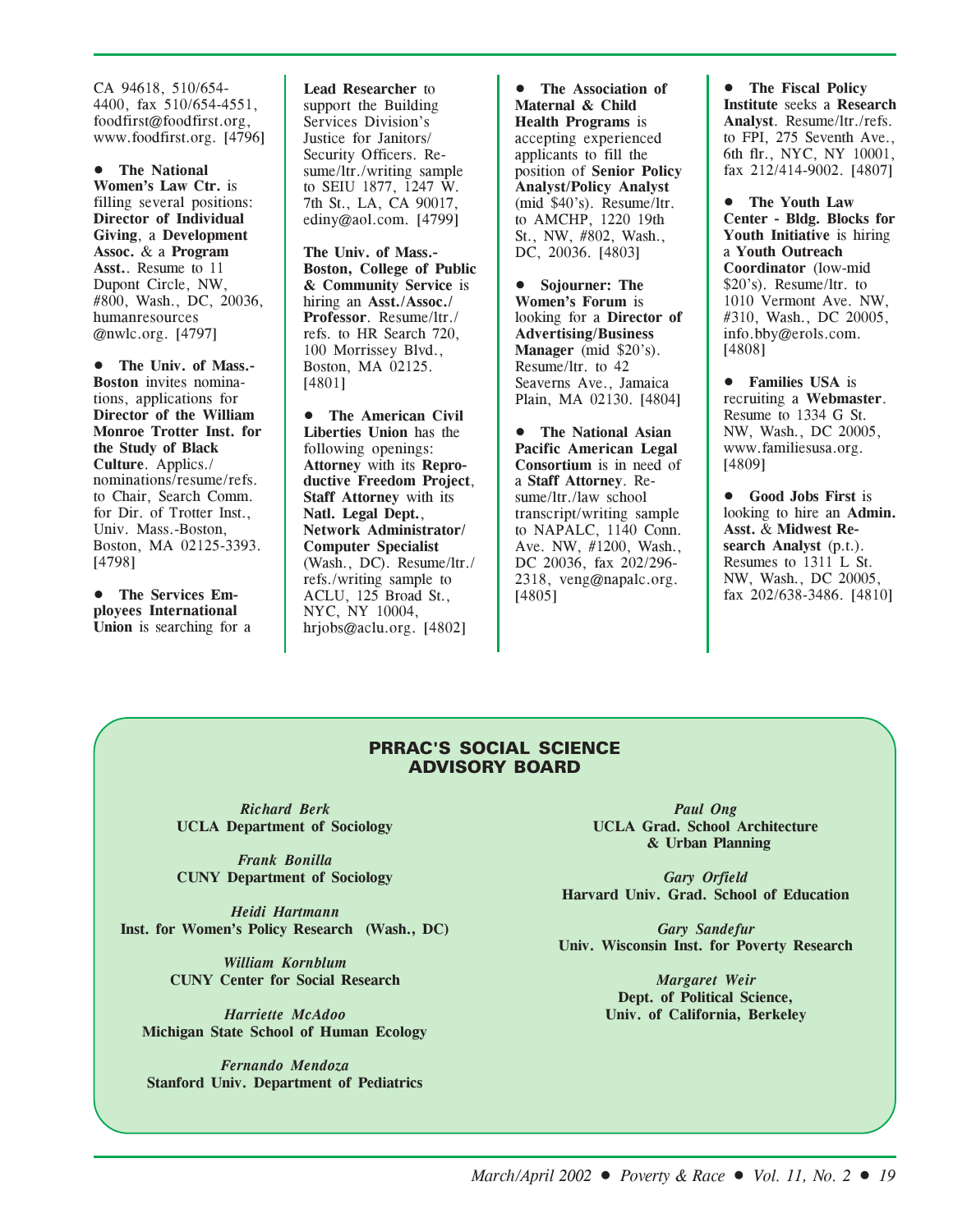CA 94618, 510/654-4400, fax 510/654-4551, foodfirst@foodfirst.org, www.foodfirst.org. [4796]

• **The National Women's Law Ctr.** is filling several positions: **Director of Individual Giving**, a **Development Assoc.** & a **Program Asst.**. Resume to 11 Dupont Circle, NW, #800, Wash., DC, 20036, humanresources @nwlc.org. [4797]

• **The Univ. of Mass.-Boston** invites nominations, applications for **Director of the William Monroe Trotter Inst. for the Study of Black Culture**. Applics./ nominations/resume/refs. to Chair, Search Comm. for Dir. of Trotter Inst., Univ. Mass.-Boston, Boston, MA 02125-3393. [4798]

• **The Services Employees International Union** is searching for a **Lead Researcher** to support the Building Services Division's Justice for Janitors/ Security Officers. Resume/ltr./writing sample to SEIU 1877, 1247 W. 7th St., LA, CA 90017, ediny@aol.com. [4799]

**The Univ. of Mass.-Boston, College of Public & Community Service** is hiring an **Asst./Assoc./ Professor**. Resume/ltr./ refs. to HR Search 720, 100 Morrissey Blvd., Boston, MA 02125. [4801]

• **The American Civil Liberties Union** has the following openings: **Attorney** with its **Reproductive Freedom Project**, **Staff Attorney** with its **Natl. Legal Dept.**, **Network Administrator/ Computer Specialist** (Wash., DC). Resume/ltr./ refs./writing sample to ACLU, 125 Broad St., NYC, NY 10004, hrjobs@aclu.org. [4802]

• **The Association of Maternal & Child Health Programs** is accepting experienced applicants to fill the position of **Senior Policy Analyst/Policy Analyst** (mid $40's). Resume/ltr. to AMCHP, 1220 19th St., NW, #802, Wash., DC, 20036. [4803]

• **Sojourner: The Women's Forum** is looking for a **Director of Advertising/Business Manager** (mid $20's). Resume/ltr. to 42 Seaverns Ave., Jamaica Plain, MA 02130. [4804]

• **The National Asian Pacific American Legal Consortium** is in need of a **Staff Attorney**. Resume/ltr./law school transcript/writing sample to NAPALC, 1140 Conn. Ave. NW, #1200, Wash., DC 20036, fax 202/296-2318, veng@napalc.org. [4805]

• **The Fiscal Policy Institute** seeks a **Research Analyst**. Resume/ltr./refs. to FPI, 275 Seventh Ave., 6th flr., NYC, NY 10001, fax 212/414-9002. [4807]

• **The Youth Law Center - Bldg. Blocks for Youth Initiative** is hiring a **Youth Outreach Coordinator** (low-mid $20's). Resume/ltr. to 1010 Vermont Ave. NW, #310, Wash., DC 20005, info.bby@erols.com. [4808]

• **Families USA** is recruiting a **Webmaster**. Resume to 1334 G St. NW, Wash., DC 20005, www.familiesusa.org. [4809]

• **Good Jobs First** is looking to hire an **Admin. Asst.** & **Midwest Research Analyst** (p.t.). Resumes to 1311 L St. NW, Wash., DC 20005, fax 202/638-3486. [4810]

## PRRAC'S SOCIAL SCIENCE ADVISORY BOARD

*Richard Berk*
**UCLA Department of Sociology**

*Frank Bonilla*
**CUNY Department of Sociology**

*Heidi Hartmann*
**Inst. for Women's Policy Research (Wash., DC)**

*William Kornblum*
**CUNY Center for Social Research**

*Harriette McAdoo*
**Michigan State School of Human Ecology**

*Fernando Mendoza*
**Stanford Univ. Department of Pediatrics**

*Paul Ong*
**UCLA Grad. School Architecture & Urban Planning**

*Gary Orfield*
**Harvard Univ. Grad. School of Education**

*Gary Sandefur*
**Univ. Wisconsin Inst. for Poverty Research**

*Margaret Weir*
**Dept. of Political Science, Univ. of California, Berkeley**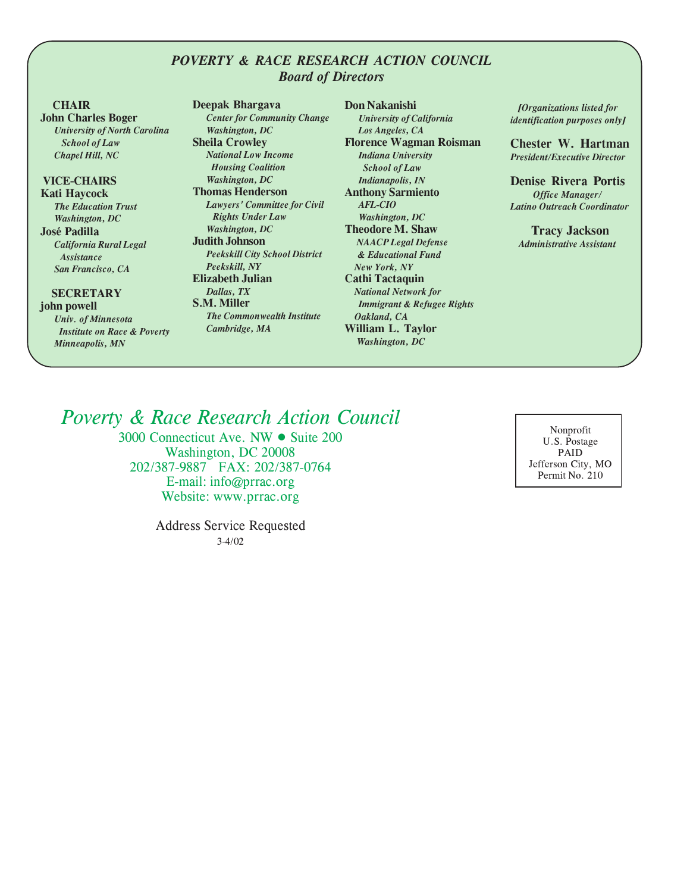## *POVERTY & RACE RESEARCH ACTION COUNCIL*
### *Board of Directors*

**CHAIR**

**John Charles Boger**
*University of North Carolina School of Law*
*Chapel Hill, NC*

**VICE-CHAIRS**

**Kati Haycock**
*The Education Trust*
*Washington, DC*

**José Padilla**
*California Rural Legal Assistance*
*San Francisco, CA*

**SECRETARY**

**john powell**
*Univ. of Minnesota Institute on Race & Poverty*
*Minneapolis, MN*

**Deepak Bhargava**
*Center for Community Change*
*Washington, DC*

**Sheila Crowley**
*National Low Income Housing Coalition*
*Washington, DC*

**Thomas Henderson**
*Lawyers' Committee for Civil Rights Under Law*
*Washington, DC*

**Judith Johnson**
*Peekskill City School District*
*Peekskill, NY*

**Elizabeth Julian**
*Dallas, TX*

**S.M. Miller**
*The Commonwealth Institute*
*Cambridge, MA*

**Don Nakanishi**
*University of California*
*Los Angeles, CA*

**Florence Wagman Roisman**
*Indiana University School of Law*
*Indianapolis, IN*

**Anthony Sarmiento**
*AFL-CIO*
*Washington, DC*

**Theodore M. Shaw**
*NAACP Legal Defense & Educational Fund*
*New York, NY*

**Cathi Tactaquin**
*National Network for Immigrant & Refugee Rights*
*Oakland, CA*

**William L. Taylor**
*Washington, DC*

*[Organizations listed for identification purposes only]*

**Chester W. Hartman**
*President/Executive Director*

**Denise Rivera Portis**
*Office Manager/ Latino Outreach Coordinator*

**Tracy Jackson**
*Administrative Assistant*

## *Poverty & Race Research Action Council*

3000 Connecticut Ave. NW • Suite 200
Washington, DC 20008
202/387-9887 FAX: 202/387-0764
E-mail: info@prrac.org
Website: www.prrac.org

Address Service Requested
3-4/02

Nonprofit
U.S. Postage
PAID
Jefferson City, MO
Permit No. 210